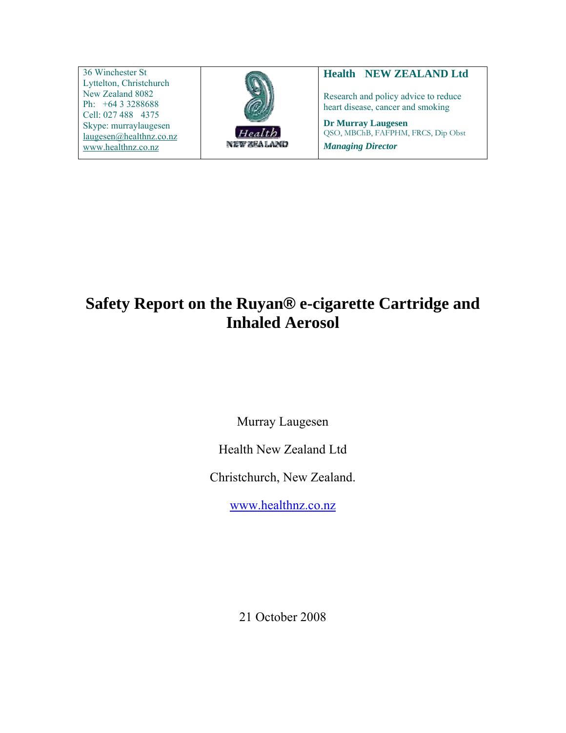| 36 Winchester St<br>Lyttelton, Christchurch<br>New Zealand 8082<br>Ph: +64 3 3288688<br>Cell: 027 488 4375<br>Skype: murraylaugesen<br>laugesen@healthnz.co.nz<br>www.healthnz.co.nz | Health<br>NEW ZEALAND | **Health NEW ZEALAND Ltd**<br><br>Research and policy advice to reduce heart disease, cancer and smoking<br><br>**Dr Murray Laugesen**<br>QSO, MBChB, FAFPHM, FRCS, Dip Obst<br>***Managing Director*** |
|---|---|---|

# Safety Report on the Ruyan® e-cigarette Cartridge and Inhaled Aerosol

Murray Laugesen

Health New Zealand Ltd

Christchurch, New Zealand.

www.healthnz.co.nz

21 October 2008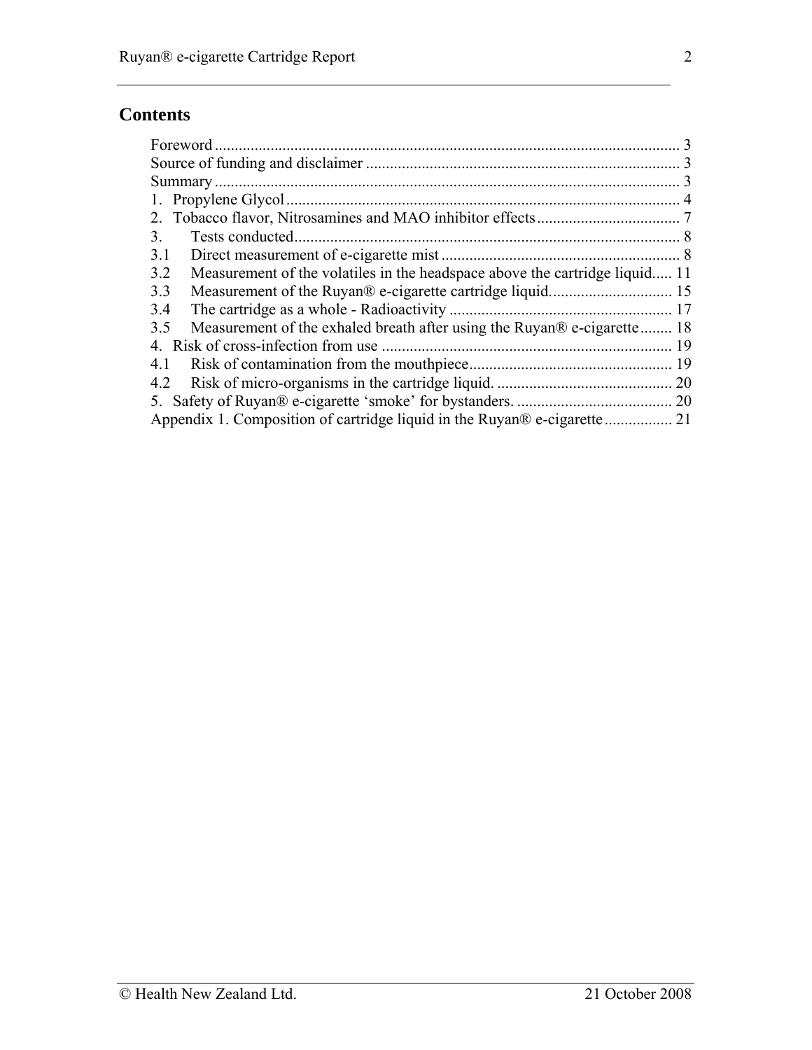## Contents

Foreword .................................................................................................................... 3
Source of funding and disclaimer ............................................................................... 3
Summary ..................................................................................................................... 3
1. Propylene Glycol ................................................................................................... 4
2. Tobacco flavor, Nitrosamines and MAO inhibitor effects .................................... 7
3. Tests conducted ................................................................................................. 8
3.1 Direct measurement of e-cigarette mist ............................................................ 8
3.2 Measurement of the volatiles in the headspace above the cartridge liquid ..... 11
3.3 Measurement of the Ruyan® e-cigarette cartridge liquid ............................... 15
3.4 The cartridge as a whole - Radioactivity ........................................................ 17
3.5 Measurement of the exhaled breath after using the Ruyan® e-cigarette ........ 18
4. Risk of cross-infection from use ......................................................................... 19
4.1 Risk of contamination from the mouthpiece ................................................... 19
4.2 Risk of micro-organisms in the cartridge liquid. ............................................ 20
5. Safety of Ruyan® e-cigarette 'smoke' for bystanders. ....................................... 20
Appendix 1. Composition of cartridge liquid in the Ruyan® e-cigarette ................. 21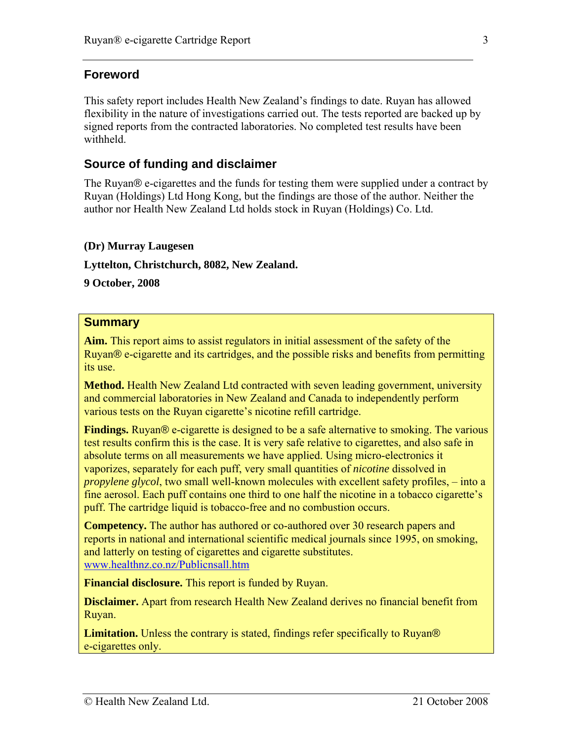## Foreword

This safety report includes Health New Zealand's findings to date. Ruyan has allowed flexibility in the nature of investigations carried out. The tests reported are backed up by signed reports from the contracted laboratories. No completed test results have been withheld.

## Source of funding and disclaimer

The Ruyan® e-cigarettes and the funds for testing them were supplied under a contract by Ruyan (Holdings) Ltd Hong Kong, but the findings are those of the author. Neither the author nor Health New Zealand Ltd holds stock in Ruyan (Holdings) Co. Ltd.

**(Dr) Murray Laugesen**

**Lyttelton, Christchurch, 8082, New Zealand.**

**9 October, 2008**

## Summary

**Aim.** This report aims to assist regulators in initial assessment of the safety of the Ruyan® e-cigarette and its cartridges, and the possible risks and benefits from permitting its use.

**Method.** Health New Zealand Ltd contracted with seven leading government, university and commercial laboratories in New Zealand and Canada to independently perform various tests on the Ruyan cigarette's nicotine refill cartridge.

**Findings.** Ruyan® e-cigarette is designed to be a safe alternative to smoking. The various test results confirm this is the case. It is very safe relative to cigarettes, and also safe in absolute terms on all measurements we have applied. Using micro-electronics it vaporizes, separately for each puff, very small quantities of *nicotine* dissolved in *propylene glycol*, two small well-known molecules with excellent safety profiles, – into a fine aerosol. Each puff contains one third to one half the nicotine in a tobacco cigarette's puff. The cartridge liquid is tobacco-free and no combustion occurs.

**Competency.** The author has authored or co-authored over 30 research papers and reports in national and international scientific medical journals since 1995, on smoking, and latterly on testing of cigarettes and cigarette substitutes. www.healthnz.co.nz/Publicnsall.htm

**Financial disclosure.** This report is funded by Ruyan.

**Disclaimer.** Apart from research Health New Zealand derives no financial benefit from Ruyan.

**Limitation.** Unless the contrary is stated, findings refer specifically to Ruyan® e-cigarettes only.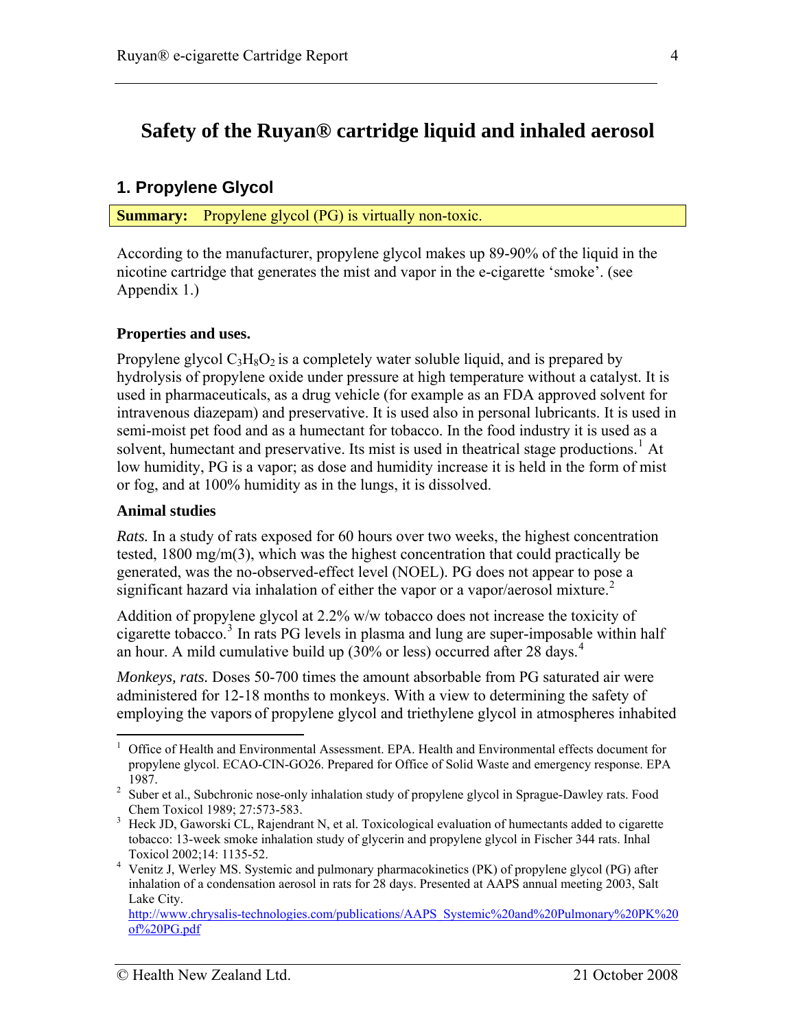# Safety of the Ruyan® cartridge liquid and inhaled aerosol

## 1. Propylene Glycol

**Summary:** Propylene glycol (PG) is virtually non-toxic.

According to the manufacturer, propylene glycol makes up 89-90% of the liquid in the nicotine cartridge that generates the mist and vapor in the e-cigarette 'smoke'. (see Appendix 1.)

### Properties and uses.

Propylene glycol $C_3H_8O_2$ is a completely water soluble liquid, and is prepared by hydrolysis of propylene oxide under pressure at high temperature without a catalyst. It is used in pharmaceuticals, as a drug vehicle (for example as an FDA approved solvent for intravenous diazepam) and preservative. It is used also in personal lubricants. It is used in semi-moist pet food and as a humectant for tobacco. In the food industry it is used as a solvent, humectant and preservative. Its mist is used in theatrical stage productions.[1] At low humidity, PG is a vapor; as dose and humidity increase it is held in the form of mist or fog, and at 100% humidity as in the lungs, it is dissolved.

### Animal studies

*Rats.* In a study of rats exposed for 60 hours over two weeks, the highest concentration tested, 1800 mg/m(3), which was the highest concentration that could practically be generated, was the no-observed-effect level (NOEL). PG does not appear to pose a significant hazard via inhalation of either the vapor or a vapor/aerosol mixture.[2]

Addition of propylene glycol at 2.2% w/w tobacco does not increase the toxicity of cigarette tobacco.[3] In rats PG levels in plasma and lung are super-imposable within half an hour. A mild cumulative build up (30% or less) occurred after 28 days.[4]

*Monkeys, rats.* Doses 50-700 times the amount absorbable from PG saturated air were administered for 12-18 months to monkeys. With a view to determining the safety of employing the vapors of propylene glycol and triethylene glycol in atmospheres inhabited

---

[1] Office of Health and Environmental Assessment. EPA. Health and Environmental effects document for propylene glycol. ECAO-CIN-GO26. Prepared for Office of Solid Waste and emergency response. EPA 1987.

[2] Suber et al., Subchronic nose-only inhalation study of propylene glycol in Sprague-Dawley rats. Food Chem Toxicol 1989; 27:573-583.

[3] Heck JD, Gaworski CL, Rajendrant N, et al. Toxicological evaluation of humectants added to cigarette tobacco: 13-week smoke inhalation study of glycerin and propylene glycol in Fischer 344 rats. Inhal Toxicol 2002;14: 1135-52.

[4] Venitz J, Werley MS. Systemic and pulmonary pharmacokinetics (PK) of propylene glycol (PG) after inhalation of a condensation aerosol in rats for 28 days. Presented at AAPS annual meeting 2003, Salt Lake City. http://www.chrysalis-technologies.com/publications/AAPS_Systemic%20and%20Pulmonary%20PK%20of%20PG.pdf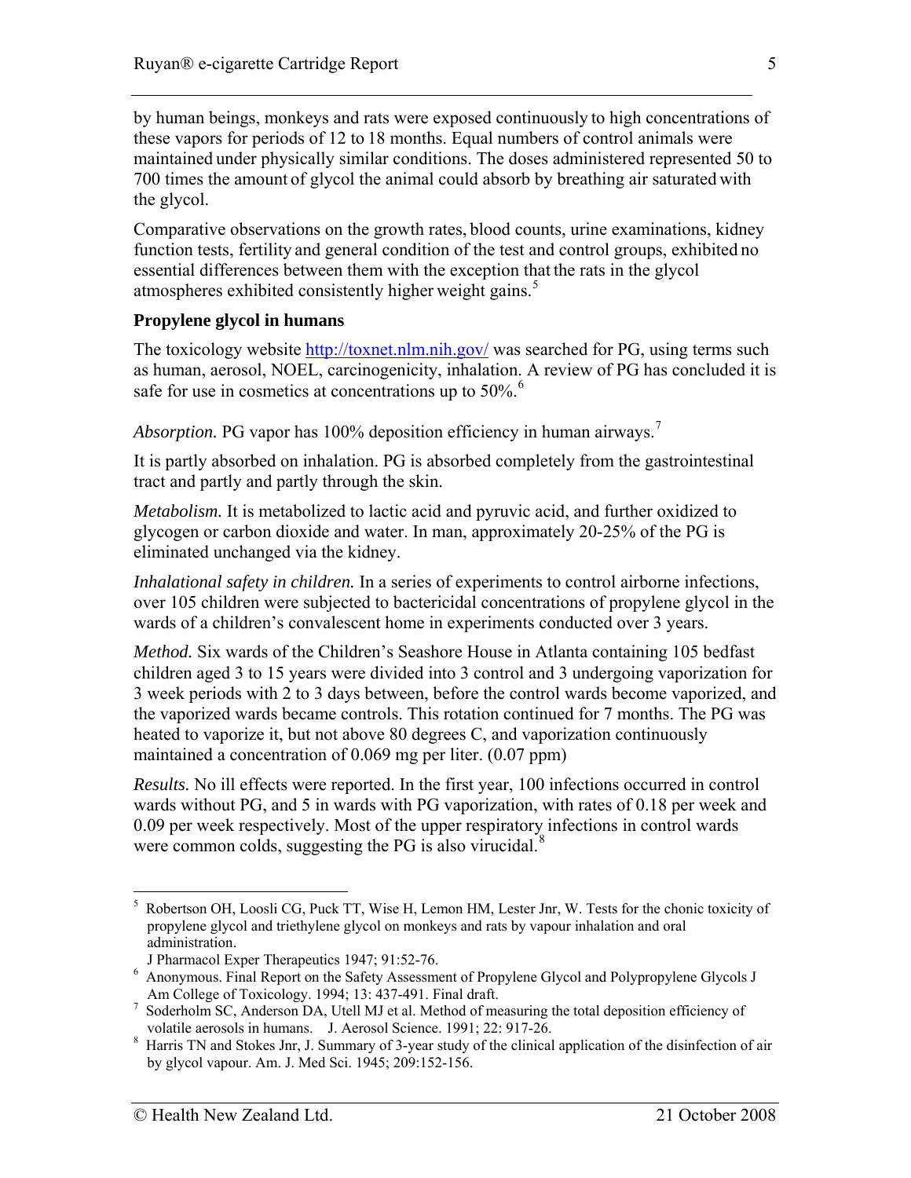by human beings, monkeys and rats were exposed continuously to high concentrations of these vapors for periods of 12 to 18 months. Equal numbers of control animals were maintained under physically similar conditions. The doses administered represented 50 to 700 times the amount of glycol the animal could absorb by breathing air saturated with the glycol.

Comparative observations on the growth rates, blood counts, urine examinations, kidney function tests, fertility and general condition of the test and control groups, exhibited no essential differences between them with the exception that the rats in the glycol atmospheres exhibited consistently higher weight gains.[5]

**Propylene glycol in humans**

The toxicology website http://toxnet.nlm.nih.gov/ was searched for PG, using terms such as human, aerosol, NOEL, carcinogenicity, inhalation. A review of PG has concluded it is safe for use in cosmetics at concentrations up to 50%.[6]

*Absorption.* PG vapor has 100% deposition efficiency in human airways.[7]

It is partly absorbed on inhalation. PG is absorbed completely from the gastrointestinal tract and partly and partly through the skin.

*Metabolism.* It is metabolized to lactic acid and pyruvic acid, and further oxidized to glycogen or carbon dioxide and water. In man, approximately 20-25% of the PG is eliminated unchanged via the kidney.

*Inhalational safety in children.* In a series of experiments to control airborne infections, over 105 children were subjected to bactericidal concentrations of propylene glycol in the wards of a children's convalescent home in experiments conducted over 3 years.

*Method.* Six wards of the Children's Seashore House in Atlanta containing 105 bedfast children aged 3 to 15 years were divided into 3 control and 3 undergoing vaporization for 3 week periods with 2 to 3 days between, before the control wards become vaporized, and the vaporized wards became controls. This rotation continued for 7 months. The PG was heated to vaporize it, but not above 80 degrees C, and vaporization continuously maintained a concentration of 0.069 mg per liter. (0.07 ppm)

*Results.* No ill effects were reported. In the first year, 100 infections occurred in control wards without PG, and 5 in wards with PG vaporization, with rates of 0.18 per week and 0.09 per week respectively. Most of the upper respiratory infections in control wards were common colds, suggesting the PG is also virucidal.[8]

---

[5] Robertson OH, Loosli CG, Puck TT, Wise H, Lemon HM, Lester Jnr, W. Tests for the chonic toxicity of propylene glycol and triethylene glycol on monkeys and rats by vapour inhalation and oral administration.
J Pharmacol Exper Therapeutics 1947; 91:52-76.

[6] Anonymous. Final Report on the Safety Assessment of Propylene Glycol and Polypropylene Glycols J Am College of Toxicology. 1994; 13: 437-491. Final draft.

[7] Soderholm SC, Anderson DA, Utell MJ et al. Method of measuring the total deposition efficiency of volatile aerosols in humans. J. Aerosol Science. 1991; 22: 917-26.

[8] Harris TN and Stokes Jnr, J. Summary of 3-year study of the clinical application of the disinfection of air by glycol vapour. Am. J. Med Sci. 1945; 209:152-156.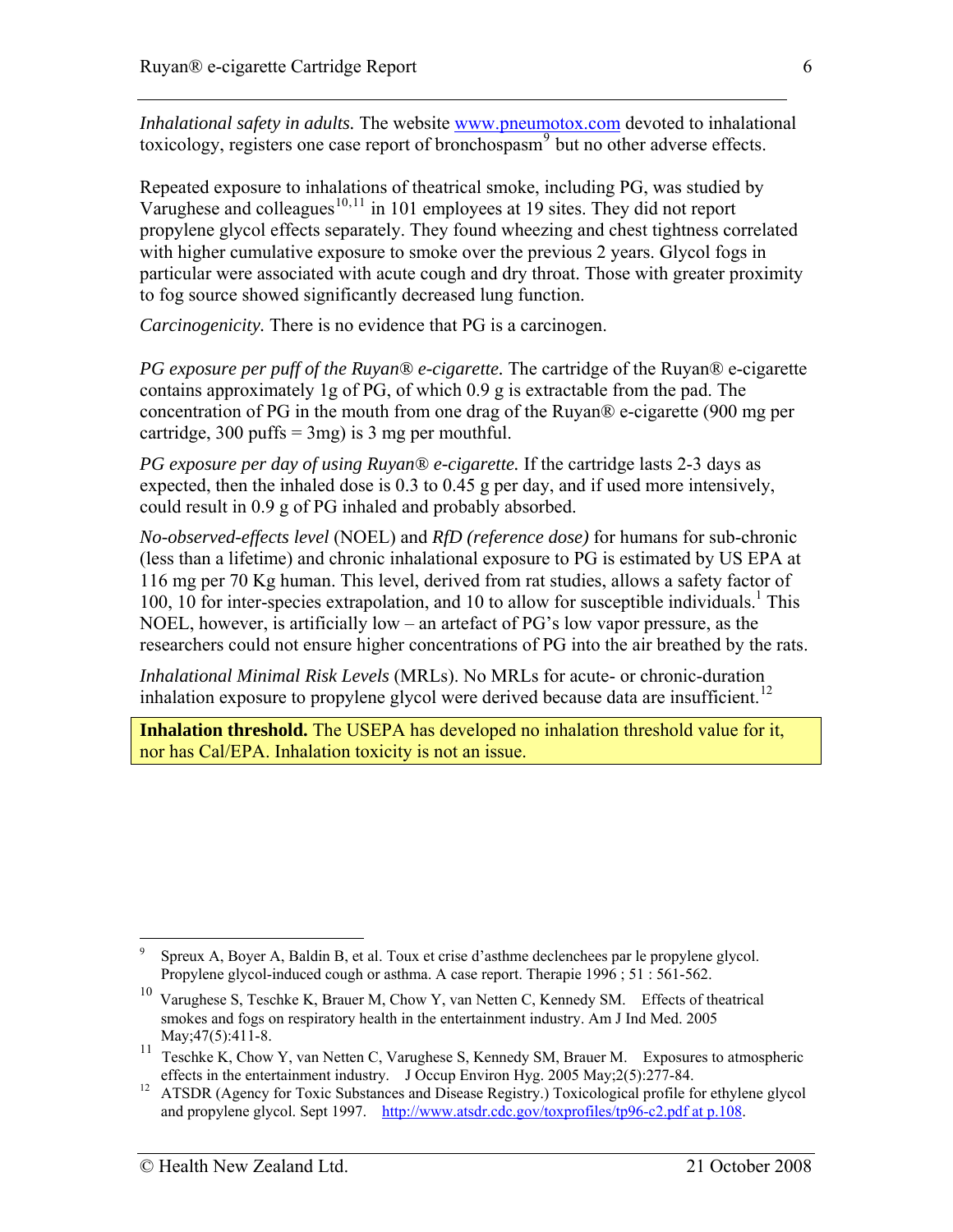*Inhalational safety in adults.* The website www.pneumotox.com devoted to inhalational toxicology, registers one case report of bronchospasm[9] but no other adverse effects.

Repeated exposure to inhalations of theatrical smoke, including PG, was studied by Varughese and colleagues[10,11] in 101 employees at 19 sites. They did not report propylene glycol effects separately. They found wheezing and chest tightness correlated with higher cumulative exposure to smoke over the previous 2 years. Glycol fogs in particular were associated with acute cough and dry throat. Those with greater proximity to fog source showed significantly decreased lung function.

*Carcinogenicity.* There is no evidence that PG is a carcinogen.

*PG exposure per puff of the Ruyan® e-cigarette.* The cartridge of the Ruyan® e-cigarette contains approximately 1g of PG, of which 0.9 g is extractable from the pad. The concentration of PG in the mouth from one drag of the Ruyan® e-cigarette (900 mg per cartridge, 300 puffs = 3mg) is 3 mg per mouthful.

*PG exposure per day of using Ruyan® e-cigarette.* If the cartridge lasts 2-3 days as expected, then the inhaled dose is 0.3 to 0.45 g per day, and if used more intensively, could result in 0.9 g of PG inhaled and probably absorbed.

*No-observed-effects level* (NOEL) and *RfD (reference dose)* for humans for sub-chronic (less than a lifetime) and chronic inhalational exposure to PG is estimated by US EPA at 116 mg per 70 Kg human. This level, derived from rat studies, allows a safety factor of 100, 10 for inter-species extrapolation, and 10 to allow for susceptible individuals.[1] This NOEL, however, is artificially low – an artefact of PG's low vapor pressure, as the researchers could not ensure higher concentrations of PG into the air breathed by the rats.

*Inhalational Minimal Risk Levels* (MRLs). No MRLs for acute- or chronic-duration inhalation exposure to propylene glycol were derived because data are insufficient.[12]

**Inhalation threshold.** The USEPA has developed no inhalation threshold value for it, nor has Cal/EPA. Inhalation toxicity is not an issue.

---

[9] Spreux A, Boyer A, Baldin B, et al. Toux et crise d'asthme declenchees par le propylene glycol. Propylene glycol-induced cough or asthma. A case report. Therapie 1996 ; 51 : 561-562.

[10] Varughese S, Teschke K, Brauer M, Chow Y, van Netten C, Kennedy SM. Effects of theatrical smokes and fogs on respiratory health in the entertainment industry. Am J Ind Med. 2005 May;47(5):411-8.

[11] Teschke K, Chow Y, van Netten C, Varughese S, Kennedy SM, Brauer M. Exposures to atmospheric effects in the entertainment industry. J Occup Environ Hyg. 2005 May;2(5):277-84.

[12] ATSDR (Agency for Toxic Substances and Disease Registry.) Toxicological profile for ethylene glycol and propylene glycol. Sept 1997. http://www.atsdr.cdc.gov/toxprofiles/tp96-c2.pdf at p.108.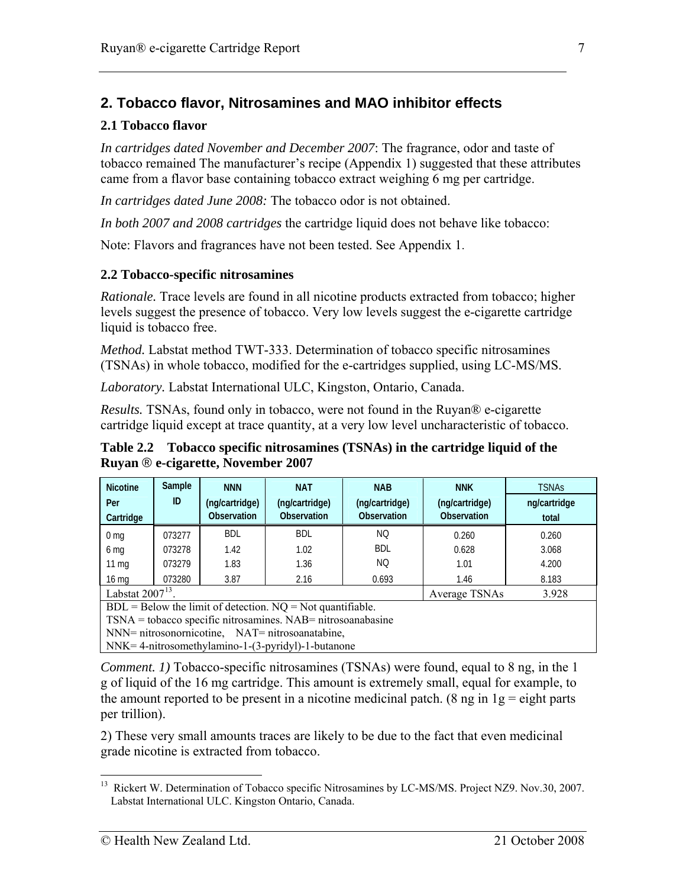## 2. Tobacco flavor, Nitrosamines and MAO inhibitor effects

### 2.1 Tobacco flavor

*In cartridges dated November and December 2007*: The fragrance, odor and taste of tobacco remained The manufacturer's recipe (Appendix 1) suggested that these attributes came from a flavor base containing tobacco extract weighing 6 mg per cartridge.

*In cartridges dated June 2008:* The tobacco odor is not obtained.

*In both 2007 and 2008 cartridges* the cartridge liquid does not behave like tobacco:

Note: Flavors and fragrances have not been tested. See Appendix 1.

### 2.2 Tobacco-specific nitrosamines

*Rationale.* Trace levels are found in all nicotine products extracted from tobacco; higher levels suggest the presence of tobacco. Very low levels suggest the e-cigarette cartridge liquid is tobacco free.

*Method.* Labstat method TWT-333. Determination of tobacco specific nitrosamines (TSNAs) in whole tobacco, modified for the e-cartridges supplied, using LC-MS/MS.

*Laboratory.* Labstat International ULC, Kingston, Ontario, Canada.

*Results.* TSNAs, found only in tobacco, were not found in the Ruyan® e-cigarette cartridge liquid except at trace quantity, at a very low level uncharacteristic of tobacco.

**Table 2.2 Tobacco specific nitrosamines (TSNAs) in the cartridge liquid of the Ruyan ® e-cigarette, November 2007**

| Nicotine Per Cartridge | Sample ID | NNN (ng/cartridge) Observation | NAT (ng/cartridge) Observation | NAB (ng/cartridge) Observation | NNK (ng/cartridge) Observation | TSNAs ng/cartridge total |
|---|---|---|---|---|---|---|
| 0 mg | 073277 | BDL | BDL | NQ | 0.260 | 0.260 |
| 6 mg | 073278 | 1.42 | 1.02 | BDL | 0.628 | 3.068 |
| 11 mg | 073279 | 1.83 | 1.36 | NQ | 1.01 | 4.200 |
| 16 mg | 073280 | 3.87 | 2.16 | 0.693 | 1.46 | 8.183 |
| Labstat 2007[13]. | | | | | Average TSNAs | 3.928 |

BDL = Below the limit of detection. NQ = Not quantifiable.
TSNA = tobacco specific nitrosamines. NAB= nitrosoanabasine
NNN= nitrosonornicotine, NAT= nitrosoanatabine,
NNK= 4-nitrosomethylamino-1-(3-pyridyl)-1-butanone

*Comment. 1)* Tobacco-specific nitrosamines (TSNAs) were found, equal to 8 ng, in the 1 g of liquid of the 16 mg cartridge. This amount is extremely small, equal for example, to the amount reported to be present in a nicotine medicinal patch. (8 ng in 1g = eight parts per trillion).

2) These very small amounts traces are likely to be due to the fact that even medicinal grade nicotine is extracted from tobacco.

[13] Rickert W. Determination of Tobacco specific Nitrosamines by LC-MS/MS. Project NZ9. Nov.30, 2007. Labstat International ULC. Kingston Ontario, Canada.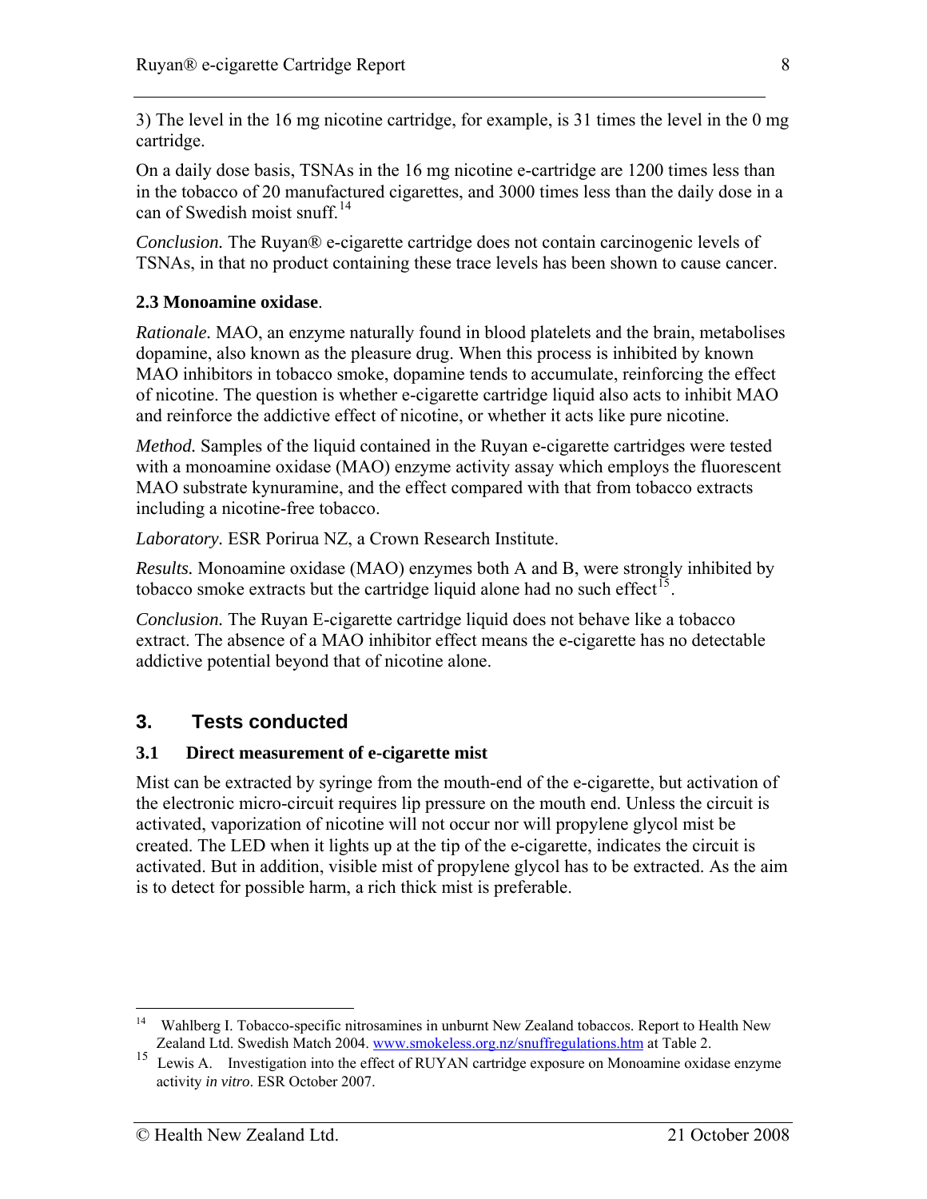3) The level in the 16 mg nicotine cartridge, for example, is 31 times the level in the 0 mg cartridge.

On a daily dose basis, TSNAs in the 16 mg nicotine e-cartridge are 1200 times less than in the tobacco of 20 manufactured cigarettes, and 3000 times less than the daily dose in a can of Swedish moist snuff.[14]

*Conclusion.* The Ruyan® e-cigarette cartridge does not contain carcinogenic levels of TSNAs, in that no product containing these trace levels has been shown to cause cancer.

### 2.3 Monoamine oxidase.

*Rationale.* MAO, an enzyme naturally found in blood platelets and the brain, metabolises dopamine, also known as the pleasure drug. When this process is inhibited by known MAO inhibitors in tobacco smoke, dopamine tends to accumulate, reinforcing the effect of nicotine. The question is whether e-cigarette cartridge liquid also acts to inhibit MAO and reinforce the addictive effect of nicotine, or whether it acts like pure nicotine.

*Method.* Samples of the liquid contained in the Ruyan e-cigarette cartridges were tested with a monoamine oxidase (MAO) enzyme activity assay which employs the fluorescent MAO substrate kynuramine, and the effect compared with that from tobacco extracts including a nicotine-free tobacco.

*Laboratory.* ESR Porirua NZ, a Crown Research Institute.

*Results.* Monoamine oxidase (MAO) enzymes both A and B, were strongly inhibited by tobacco smoke extracts but the cartridge liquid alone had no such effect[15].

*Conclusion.* The Ruyan E-cigarette cartridge liquid does not behave like a tobacco extract. The absence of a MAO inhibitor effect means the e-cigarette has no detectable addictive potential beyond that of nicotine alone.

## 3. Tests conducted

### 3.1 Direct measurement of e-cigarette mist

Mist can be extracted by syringe from the mouth-end of the e-cigarette, but activation of the electronic micro-circuit requires lip pressure on the mouth end. Unless the circuit is activated, vaporization of nicotine will not occur nor will propylene glycol mist be created. The LED when it lights up at the tip of the e-cigarette, indicates the circuit is activated. But in addition, visible mist of propylene glycol has to be extracted. As the aim is to detect for possible harm, a rich thick mist is preferable.

---

[14] Wahlberg I. Tobacco-specific nitrosamines in unburnt New Zealand tobaccos. Report to Health New Zealand Ltd. Swedish Match 2004. www.smokeless.org.nz/snuffregulations.htm at Table 2.

[15] Lewis A. Investigation into the effect of RUYAN cartridge exposure on Monoamine oxidase enzyme activity *in vitro*. ESR October 2007.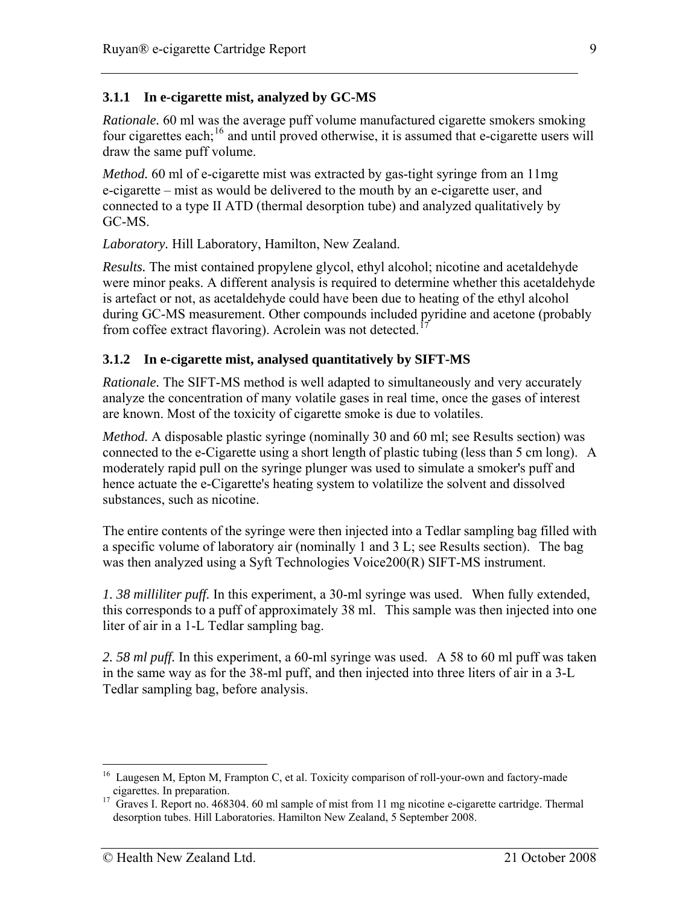### 3.1.1 In e-cigarette mist, analyzed by GC-MS

*Rationale.* 60 ml was the average puff volume manufactured cigarette smokers smoking four cigarettes each;[16] and until proved otherwise, it is assumed that e-cigarette users will draw the same puff volume.

*Method.* 60 ml of e-cigarette mist was extracted by gas-tight syringe from an 11mg e-cigarette – mist as would be delivered to the mouth by an e-cigarette user, and connected to a type II ATD (thermal desorption tube) and analyzed qualitatively by GC-MS.

*Laboratory.* Hill Laboratory, Hamilton, New Zealand.

*Results.* The mist contained propylene glycol, ethyl alcohol; nicotine and acetaldehyde were minor peaks. A different analysis is required to determine whether this acetaldehyde is artefact or not, as acetaldehyde could have been due to heating of the ethyl alcohol during GC-MS measurement. Other compounds included pyridine and acetone (probably from coffee extract flavoring). Acrolein was not detected.[17]

### 3.1.2 In e-cigarette mist, analysed quantitatively by SIFT-MS

*Rationale.* The SIFT-MS method is well adapted to simultaneously and very accurately analyze the concentration of many volatile gases in real time, once the gases of interest are known. Most of the toxicity of cigarette smoke is due to volatiles.

*Method.* A disposable plastic syringe (nominally 30 and 60 ml; see Results section) was connected to the e-Cigarette using a short length of plastic tubing (less than 5 cm long). A moderately rapid pull on the syringe plunger was used to simulate a smoker's puff and hence actuate the e-Cigarette's heating system to volatilize the solvent and dissolved substances, such as nicotine.

The entire contents of the syringe were then injected into a Tedlar sampling bag filled with a specific volume of laboratory air (nominally 1 and 3 L; see Results section). The bag was then analyzed using a Syft Technologies Voice200(R) SIFT-MS instrument.

*1. 38 milliliter puff.* In this experiment, a 30-ml syringe was used. When fully extended, this corresponds to a puff of approximately 38 ml. This sample was then injected into one liter of air in a 1-L Tedlar sampling bag.

*2. 58 ml puff.* In this experiment, a 60-ml syringe was used. A 58 to 60 ml puff was taken in the same way as for the 38-ml puff, and then injected into three liters of air in a 3-L Tedlar sampling bag, before analysis.

---

[16] Laugesen M, Epton M, Frampton C, et al. Toxicity comparison of roll-your-own and factory-made cigarettes. In preparation.

[17] Graves I. Report no. 468304. 60 ml sample of mist from 11 mg nicotine e-cigarette cartridge. Thermal desorption tubes. Hill Laboratories. Hamilton New Zealand, 5 September 2008.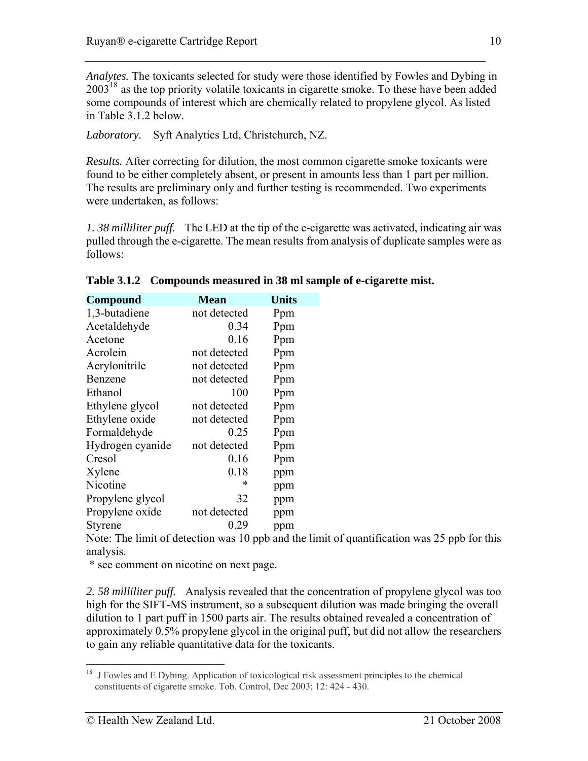*Analytes.* The toxicants selected for study were those identified by Fowles and Dybing in 2003[18] as the top priority volatile toxicants in cigarette smoke. To these have been added some compounds of interest which are chemically related to propylene glycol. As listed in Table 3.1.2 below.

*Laboratory.* Syft Analytics Ltd, Christchurch, NZ.

*Results.* After correcting for dilution, the most common cigarette smoke toxicants were found to be either completely absent, or present in amounts less than 1 part per million. The results are preliminary only and further testing is recommended. Two experiments were undertaken, as follows:

*1. 38 milliliter puff.* The LED at the tip of the e-cigarette was activated, indicating air was pulled through the e-cigarette. The mean results from analysis of duplicate samples were as follows:

**Table 3.1.2 Compounds measured in 38 ml sample of e-cigarette mist.**

| Compound | Mean | Units |
|---|---|---|
| 1,3-butadiene | not detected | Ppm |
| Acetaldehyde | 0.34 | Ppm |
| Acetone | 0.16 | Ppm |
| Acrolein | not detected | Ppm |
| Acrylonitrile | not detected | Ppm |
| Benzene | not detected | Ppm |
| Ethanol | 100 | Ppm |
| Ethylene glycol | not detected | Ppm |
| Ethylene oxide | not detected | Ppm |
| Formaldehyde | 0.25 | Ppm |
| Hydrogen cyanide | not detected | Ppm |
| Cresol | 0.16 | Ppm |
| Xylene | 0.18 | ppm |
| Nicotine | * | ppm |
| Propylene glycol | 32 | ppm |
| Propylene oxide | not detected | ppm |
| Styrene | 0.29 | ppm |

Note: The limit of detection was 10 ppb and the limit of quantification was 25 ppb for this analysis.

\* see comment on nicotine on next page.

*2. 58 milliliter puff.* Analysis revealed that the concentration of propylene glycol was too high for the SIFT-MS instrument, so a subsequent dilution was made bringing the overall dilution to 1 part puff in 1500 parts air. The results obtained revealed a concentration of approximately 0.5% propylene glycol in the original puff, but did not allow the researchers to gain any reliable quantitative data for the toxicants.

[18] J Fowles and E Dybing. Application of toxicological risk assessment principles to the chemical constituents of cigarette smoke. Tob. Control, Dec 2003; 12: 424 - 430.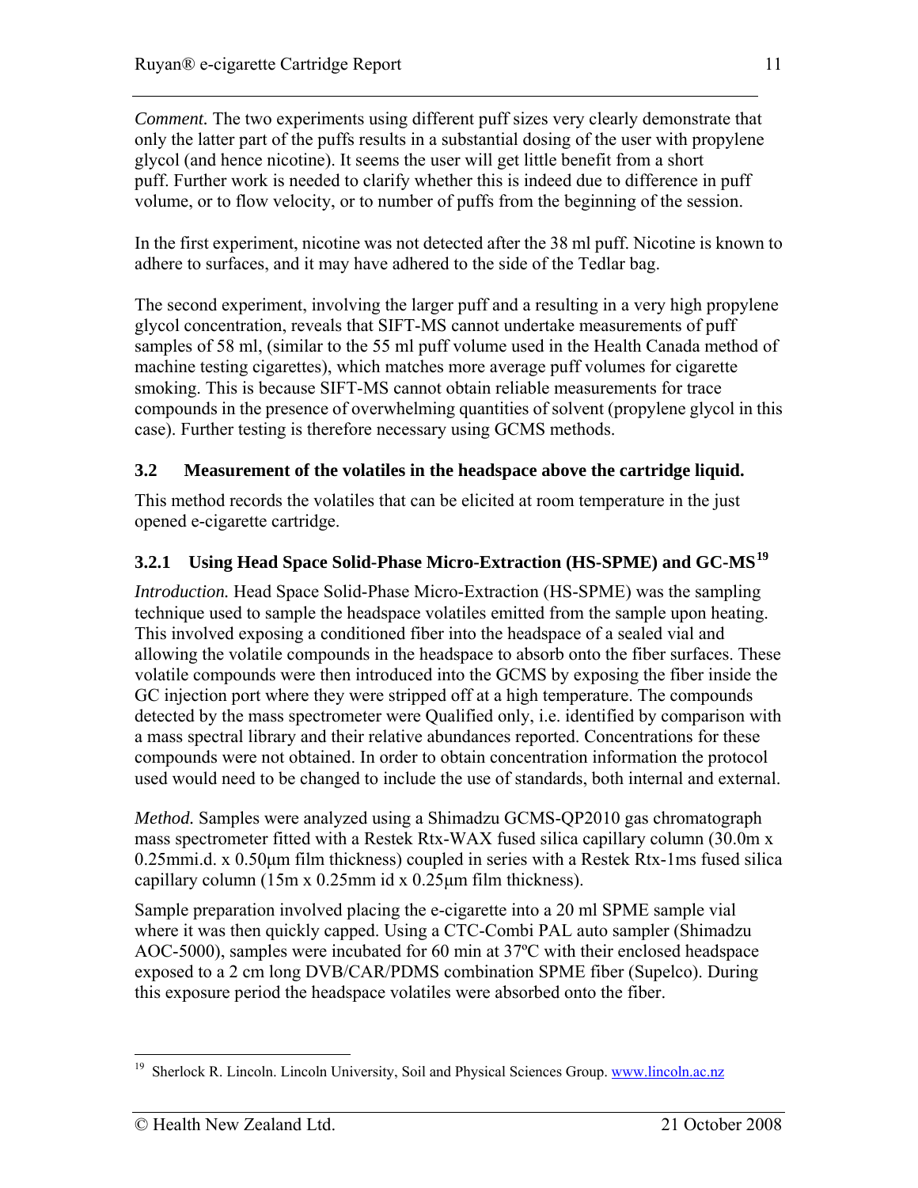*Comment.* The two experiments using different puff sizes very clearly demonstrate that only the latter part of the puffs results in a substantial dosing of the user with propylene glycol (and hence nicotine). It seems the user will get little benefit from a short puff. Further work is needed to clarify whether this is indeed due to difference in puff volume, or to flow velocity, or to number of puffs from the beginning of the session.

In the first experiment, nicotine was not detected after the 38 ml puff. Nicotine is known to adhere to surfaces, and it may have adhered to the side of the Tedlar bag.

The second experiment, involving the larger puff and a resulting in a very high propylene glycol concentration, reveals that SIFT-MS cannot undertake measurements of puff samples of 58 ml, (similar to the 55 ml puff volume used in the Health Canada method of machine testing cigarettes), which matches more average puff volumes for cigarette smoking. This is because SIFT-MS cannot obtain reliable measurements for trace compounds in the presence of overwhelming quantities of solvent (propylene glycol in this case). Further testing is therefore necessary using GCMS methods.

### 3.2 Measurement of the volatiles in the headspace above the cartridge liquid.

This method records the volatiles that can be elicited at room temperature in the just opened e-cigarette cartridge.

#### 3.2.1 Using Head Space Solid-Phase Micro-Extraction (HS-SPME) and GC-MS[19]

*Introduction.* Head Space Solid-Phase Micro-Extraction (HS-SPME) was the sampling technique used to sample the headspace volatiles emitted from the sample upon heating. This involved exposing a conditioned fiber into the headspace of a sealed vial and allowing the volatile compounds in the headspace to absorb onto the fiber surfaces. These volatile compounds were then introduced into the GCMS by exposing the fiber inside the GC injection port where they were stripped off at a high temperature. The compounds detected by the mass spectrometer were Qualified only, i.e. identified by comparison with a mass spectral library and their relative abundances reported. Concentrations for these compounds were not obtained. In order to obtain concentration information the protocol used would need to be changed to include the use of standards, both internal and external.

*Method.* Samples were analyzed using a Shimadzu GCMS-QP2010 gas chromatograph mass spectrometer fitted with a Restek Rtx-WAX fused silica capillary column (30.0m x 0.25mmi.d. x 0.50µm film thickness) coupled in series with a Restek Rtx-1ms fused silica capillary column (15m x 0.25mm id x 0.25µm film thickness).

Sample preparation involved placing the e-cigarette into a 20 ml SPME sample vial where it was then quickly capped. Using a CTC-Combi PAL auto sampler (Shimadzu AOC-5000), samples were incubated for 60 min at 37ºC with their enclosed headspace exposed to a 2 cm long DVB/CAR/PDMS combination SPME fiber (Supelco). During this exposure period the headspace volatiles were absorbed onto the fiber.

---

[19] Sherlock R. Lincoln. Lincoln University, Soil and Physical Sciences Group. www.lincoln.ac.nz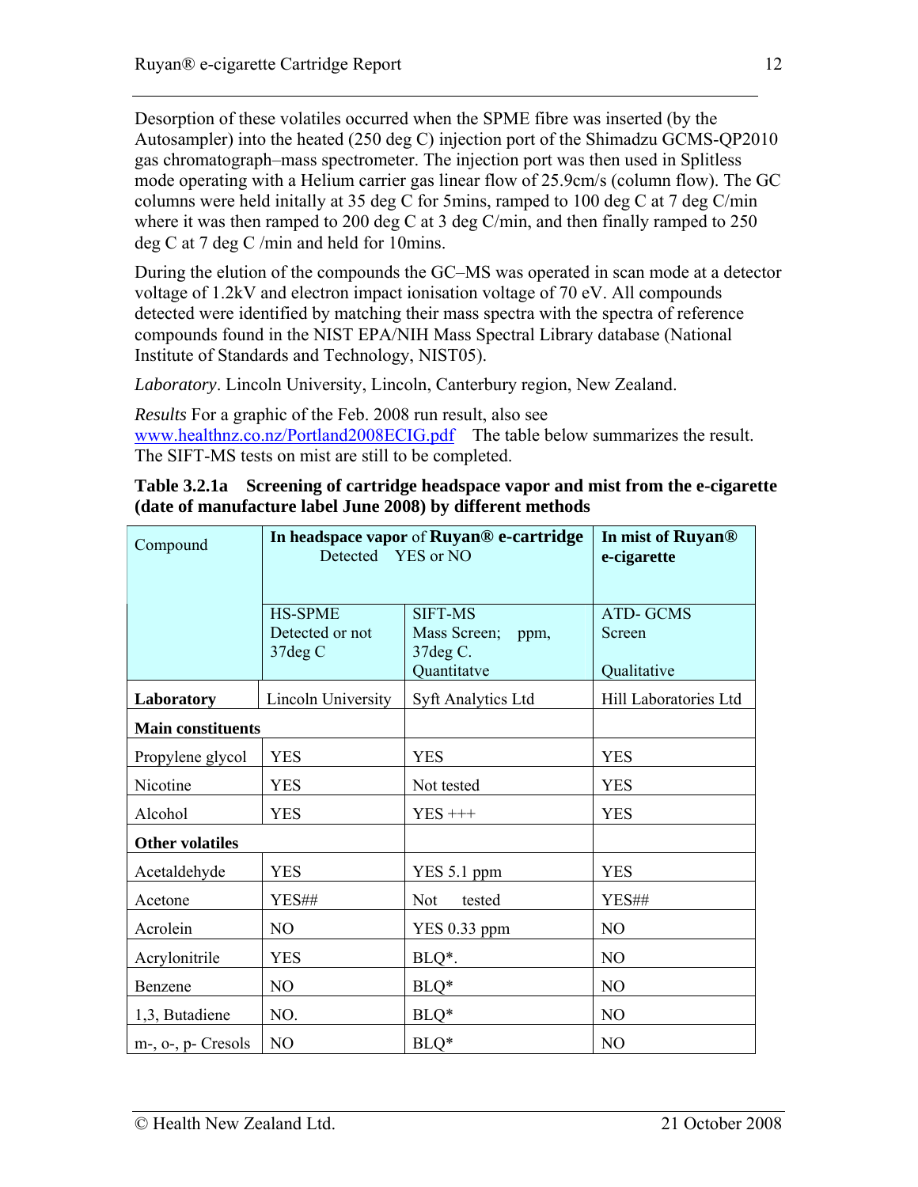Desorption of these volatiles occurred when the SPME fibre was inserted (by the Autosampler) into the heated (250 deg C) injection port of the Shimadzu GCMS-QP2010 gas chromatograph–mass spectrometer. The injection port was then used in Splitless mode operating with a Helium carrier gas linear flow of 25.9cm/s (column flow). The GC columns were held initally at 35 deg C for 5mins, ramped to 100 deg C at 7 deg C/min where it was then ramped to 200 deg C at 3 deg C/min, and then finally ramped to 250 deg C at 7 deg C /min and held for 10mins.

During the elution of the compounds the GC–MS was operated in scan mode at a detector voltage of 1.2kV and electron impact ionisation voltage of 70 eV. All compounds detected were identified by matching their mass spectra with the spectra of reference compounds found in the NIST EPA/NIH Mass Spectral Library database (National Institute of Standards and Technology, NIST05).

*Laboratory*. Lincoln University, Lincoln, Canterbury region, New Zealand.

*Results* For a graphic of the Feb. 2008 run result, also see www.healthnz.co.nz/Portland2008ECIG.pdf The table below summarizes the result. The SIFT-MS tests on mist are still to be completed.

**Table 3.2.1a Screening of cartridge headspace vapor and mist from the e-cigarette (date of manufacture label June 2008) by different methods**

| Compound | **In headspace vapor** of **Ruyan® e-cartridge** Detected YES or NO | | **In mist of Ruyan® e-cigarette** |
|---|---|---|---|
| | HS-SPME Detected or not 37deg C | SIFT-MS Mass Screen; ppm, 37deg C. Quantitatve | ATD- GCMS Screen Qualitative |
| **Laboratory** | Lincoln University | Syft Analytics Ltd | Hill Laboratories Ltd |
| **Main constituents** | | | |
| Propylene glycol | YES | YES | YES |
| Nicotine | YES | Not tested | YES |
| Alcohol | YES | YES +++ | YES |
| **Other volatiles** | | | |
| Acetaldehyde | YES | YES 5.1 ppm | YES |
| Acetone | YES## | Not tested | YES## |
| Acrolein | NO | YES 0.33 ppm | NO |
| Acrylonitrile | YES | BLQ*. | NO |
| Benzene | NO | BLQ* | NO |
| 1,3, Butadiene | NO. | BLQ* | NO |
| m-, o-, p- Cresols | NO | BLQ* | NO |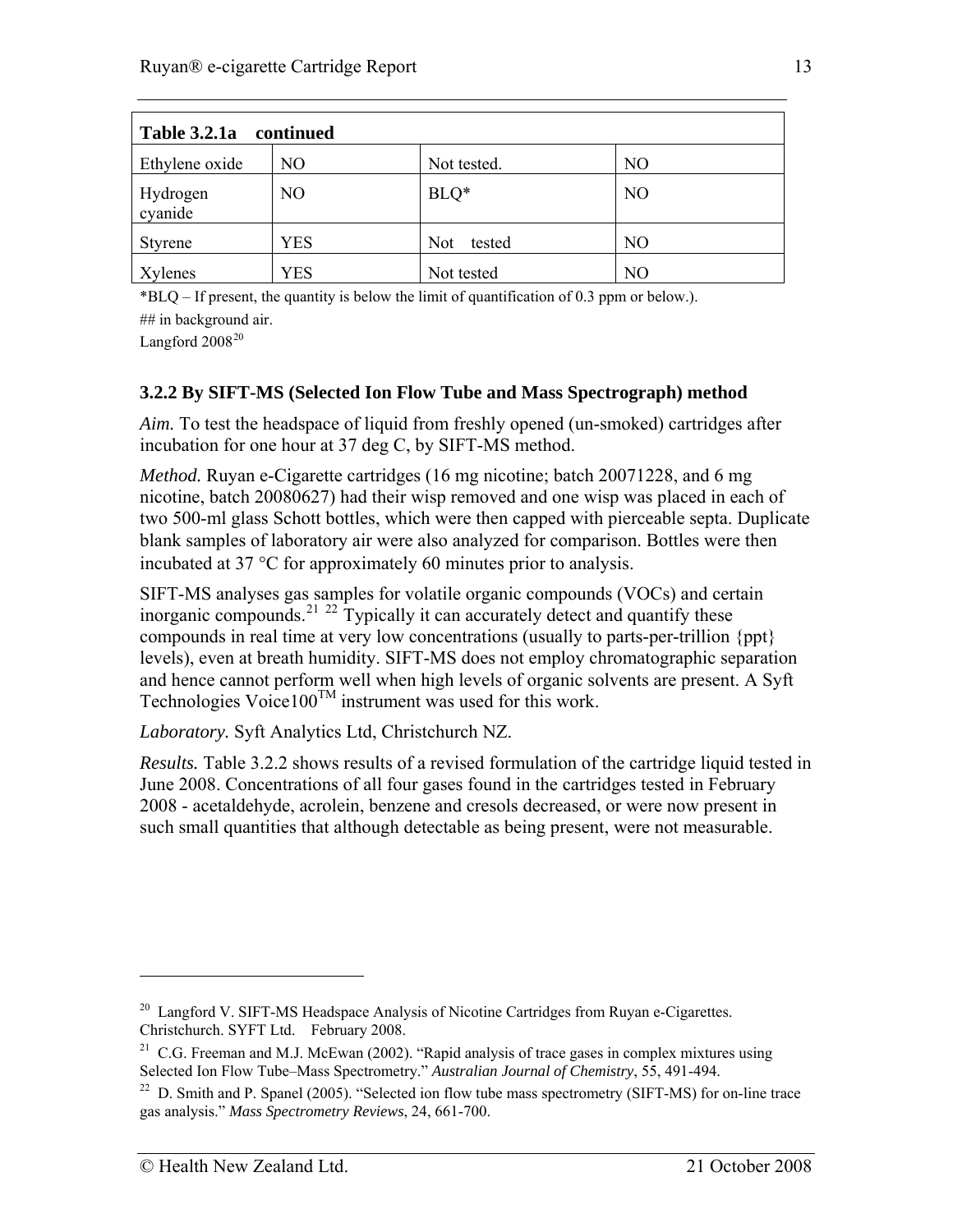| Table 3.2.1a continued | | | |
|---|---|---|---|
| Ethylene oxide | NO | Not tested. | NO |
| Hydrogen cyanide | NO | BLQ* | NO |
| Styrene | YES | Not tested | NO |
| Xylenes | YES | Not tested | NO |

*BLQ – If present, the quantity is below the limit of quantification of 0.3 ppm or below.).

## in background air.

Langford 2008[20]

### 3.2.2 By SIFT-MS (Selected Ion Flow Tube and Mass Spectrograph) method

*Aim.* To test the headspace of liquid from freshly opened (un-smoked) cartridges after incubation for one hour at 37 deg C, by SIFT-MS method.

*Method.* Ruyan e-Cigarette cartridges (16 mg nicotine; batch 20071228, and 6 mg nicotine, batch 20080627) had their wisp removed and one wisp was placed in each of two 500-ml glass Schott bottles, which were then capped with pierceable septa. Duplicate blank samples of laboratory air were also analyzed for comparison. Bottles were then incubated at 37 °C for approximately 60 minutes prior to analysis.

SIFT-MS analyses gas samples for volatile organic compounds (VOCs) and certain inorganic compounds.[21] [22] Typically it can accurately detect and quantify these compounds in real time at very low concentrations (usually to parts-per-trillion {ppt} levels), even at breath humidity. SIFT-MS does not employ chromatographic separation and hence cannot perform well when high levels of organic solvents are present. A Syft Technologies Voice100™ instrument was used for this work.

*Laboratory.* Syft Analytics Ltd, Christchurch NZ.

*Results.* Table 3.2.2 shows results of a revised formulation of the cartridge liquid tested in June 2008. Concentrations of all four gases found in the cartridges tested in February 2008 - acetaldehyde, acrolein, benzene and cresols decreased, or were now present in such small quantities that although detectable as being present, were not measurable.

---

[20] Langford V. SIFT-MS Headspace Analysis of Nicotine Cartridges from Ruyan e-Cigarettes. Christchurch. SYFT Ltd. February 2008.

[21] C.G. Freeman and M.J. McEwan (2002). "Rapid analysis of trace gases in complex mixtures using Selected Ion Flow Tube–Mass Spectrometry." *Australian Journal of Chemistry*, 55, 491-494.

[22] D. Smith and P. Spanel (2005). "Selected ion flow tube mass spectrometry (SIFT-MS) for on-line trace gas analysis." *Mass Spectrometry Reviews*, 24, 661-700.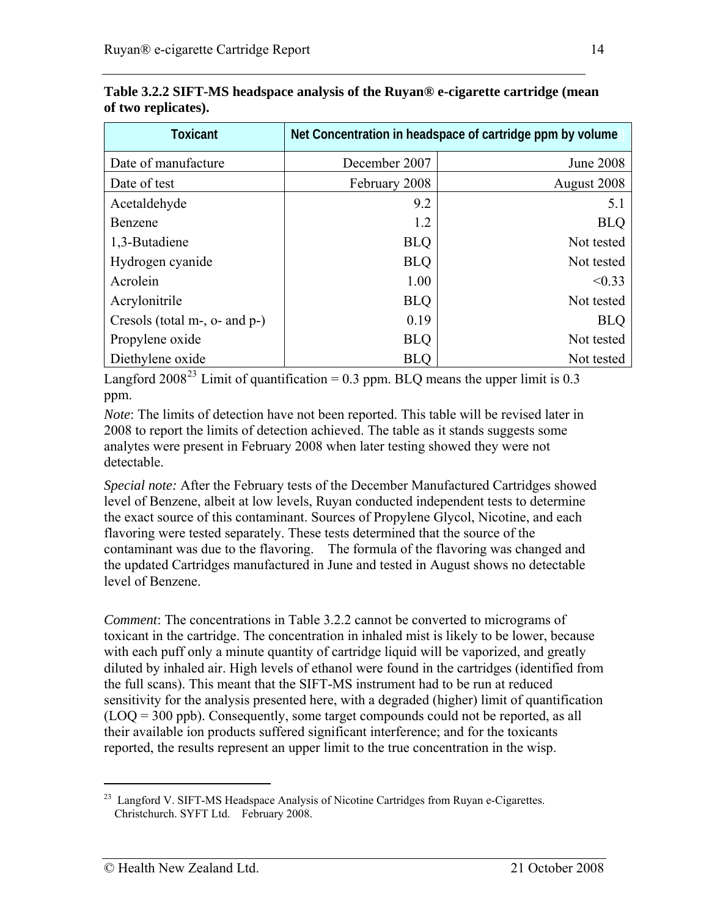**Table 3.2.2 SIFT-MS headspace analysis of the Ruyan® e-cigarette cartridge (mean of two replicates).**

| Toxicant | Net Concentration in headspace of cartridge ppm by volume | |
|---|---|---|
| Date of manufacture | December 2007 | June 2008 |
| Date of test | February 2008 | August 2008 |
| Acetaldehyde | 9.2 | 5.1 |
| Benzene | 1.2 | BLQ |
| 1,3-Butadiene | BLQ | Not tested |
| Hydrogen cyanide | BLQ | Not tested |
| Acrolein | 1.00 | <0.33 |
| Acrylonitrile | BLQ | Not tested |
| Cresols (total m-, o- and p-) | 0.19 | BLQ |
| Propylene oxide | BLQ | Not tested |
| Diethylene oxide | BLQ | Not tested |

Langford 2008[23] Limit of quantification = 0.3 ppm. BLQ means the upper limit is 0.3 ppm.

*Note*: The limits of detection have not been reported. This table will be revised later in 2008 to report the limits of detection achieved. The table as it stands suggests some analytes were present in February 2008 when later testing showed they were not detectable.

*Special note:* After the February tests of the December Manufactured Cartridges showed level of Benzene, albeit at low levels, Ruyan conducted independent tests to determine the exact source of this contaminant. Sources of Propylene Glycol, Nicotine, and each flavoring were tested separately. These tests determined that the source of the contaminant was due to the flavoring. The formula of the flavoring was changed and the updated Cartridges manufactured in June and tested in August shows no detectable level of Benzene.

*Comment*: The concentrations in Table 3.2.2 cannot be converted to micrograms of toxicant in the cartridge. The concentration in inhaled mist is likely to be lower, because with each puff only a minute quantity of cartridge liquid will be vaporized, and greatly diluted by inhaled air. High levels of ethanol were found in the cartridges (identified from the full scans). This meant that the SIFT-MS instrument had to be run at reduced sensitivity for the analysis presented here, with a degraded (higher) limit of quantification (LOQ = 300 ppb). Consequently, some target compounds could not be reported, as all their available ion products suffered significant interference; and for the toxicants reported, the results represent an upper limit to the true concentration in the wisp.

---

[23] Langford V. SIFT-MS Headspace Analysis of Nicotine Cartridges from Ruyan e-Cigarettes. Christchurch. SYFT Ltd. February 2008.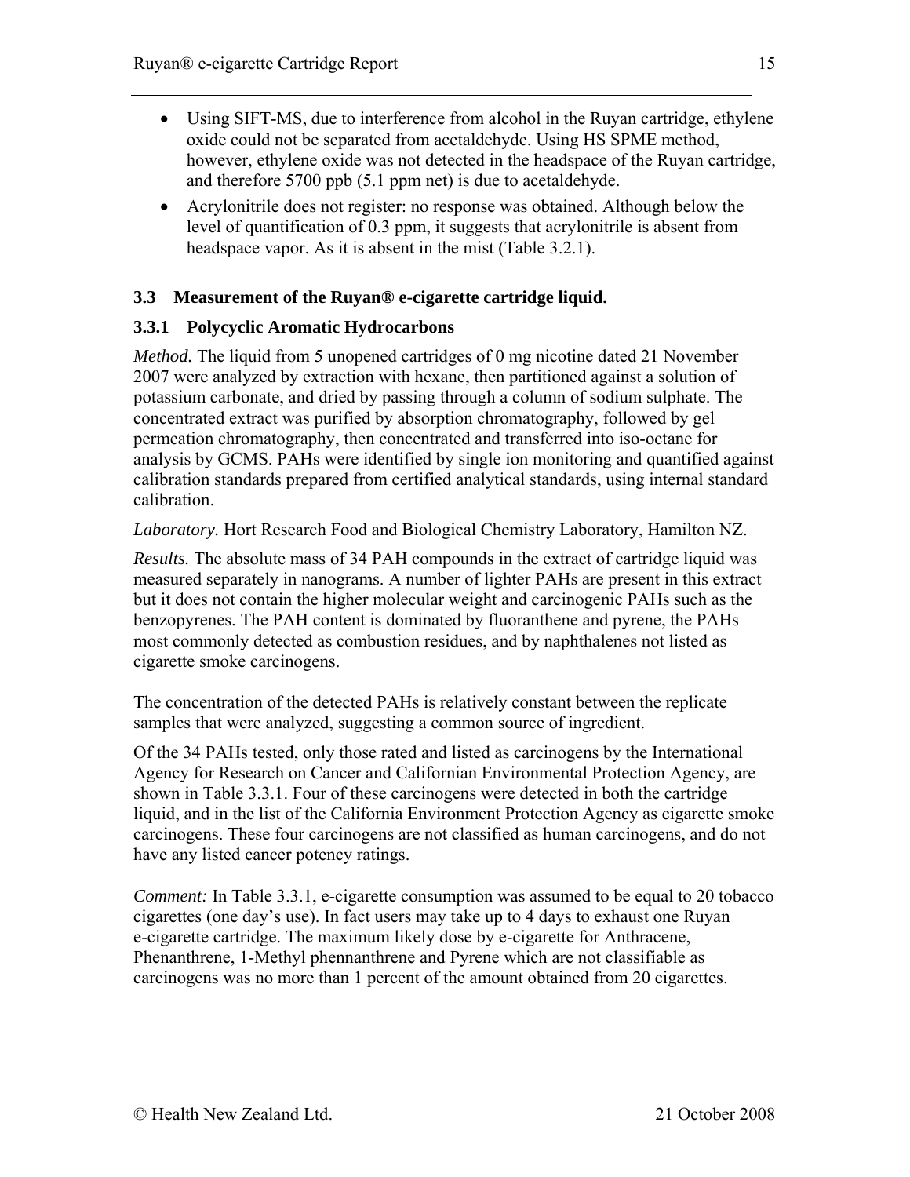- Using SIFT-MS, due to interference from alcohol in the Ruyan cartridge, ethylene oxide could not be separated from acetaldehyde. Using HS SPME method, however, ethylene oxide was not detected in the headspace of the Ruyan cartridge, and therefore 5700 ppb (5.1 ppm net) is due to acetaldehyde.
- Acrylonitrile does not register: no response was obtained. Although below the level of quantification of 0.3 ppm, it suggests that acrylonitrile is absent from headspace vapor. As it is absent in the mist (Table 3.2.1).

## 3.3 Measurement of the Ruyan® e-cigarette cartridge liquid.

### 3.3.1 Polycyclic Aromatic Hydrocarbons

*Method.* The liquid from 5 unopened cartridges of 0 mg nicotine dated 21 November 2007 were analyzed by extraction with hexane, then partitioned against a solution of potassium carbonate, and dried by passing through a column of sodium sulphate. The concentrated extract was purified by absorption chromatography, followed by gel permeation chromatography, then concentrated and transferred into iso-octane for analysis by GCMS. PAHs were identified by single ion monitoring and quantified against calibration standards prepared from certified analytical standards, using internal standard calibration.

*Laboratory.* Hort Research Food and Biological Chemistry Laboratory, Hamilton NZ.

*Results.* The absolute mass of 34 PAH compounds in the extract of cartridge liquid was measured separately in nanograms. A number of lighter PAHs are present in this extract but it does not contain the higher molecular weight and carcinogenic PAHs such as the benzopyrenes. The PAH content is dominated by fluoranthene and pyrene, the PAHs most commonly detected as combustion residues, and by naphthalenes not listed as cigarette smoke carcinogens.

The concentration of the detected PAHs is relatively constant between the replicate samples that were analyzed, suggesting a common source of ingredient.

Of the 34 PAHs tested, only those rated and listed as carcinogens by the International Agency for Research on Cancer and Californian Environmental Protection Agency, are shown in Table 3.3.1. Four of these carcinogens were detected in both the cartridge liquid, and in the list of the California Environment Protection Agency as cigarette smoke carcinogens. These four carcinogens are not classified as human carcinogens, and do not have any listed cancer potency ratings.

*Comment:* In Table 3.3.1, e-cigarette consumption was assumed to be equal to 20 tobacco cigarettes (one day's use). In fact users may take up to 4 days to exhaust one Ruyan e-cigarette cartridge. The maximum likely dose by e-cigarette for Anthracene, Phenanthrene, 1-Methyl phennanthrene and Pyrene which are not classifiable as carcinogens was no more than 1 percent of the amount obtained from 20 cigarettes.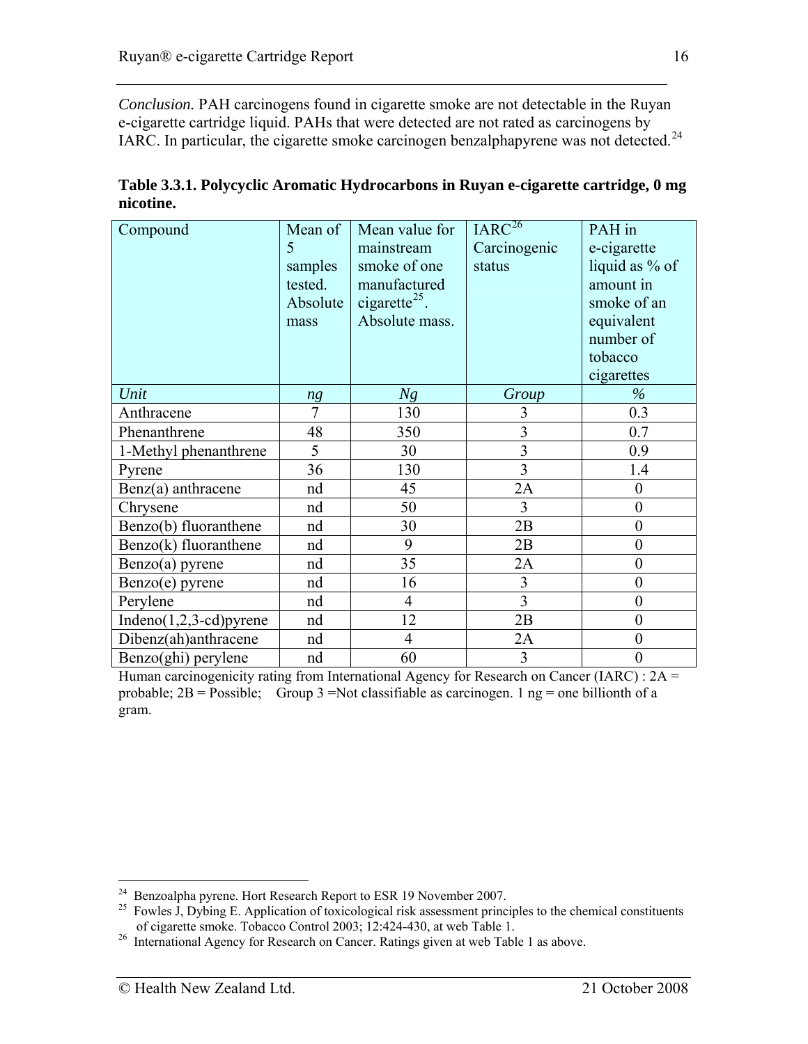*Conclusion.* PAH carcinogens found in cigarette smoke are not detectable in the Ruyan e-cigarette cartridge liquid. PAHs that were detected are not rated as carcinogens by IARC. In particular, the cigarette smoke carcinogen benzalphapyrene was not detected.[24]

**Table 3.3.1. Polycyclic Aromatic Hydrocarbons in Ruyan e-cigarette cartridge, 0 mg nicotine.**

| Compound | Mean of 5 samples tested. Absolute mass | Mean value for mainstream smoke of one manufactured cigarette[25]. Absolute mass. | IARC[26] Carcinogenic status | PAH in e-cigarette liquid as % of amount in smoke of an equivalent number of tobacco cigarettes |
|---|---|---|---|---|
| *Unit* | *ng* | *Ng* | *Group* | *%* |
| Anthracene | 7 | 130 | 3 | 0.3 |
| Phenanthrene | 48 | 350 | 3 | 0.7 |
| 1-Methyl phenanthrene | 5 | 30 | 3 | 0.9 |
| Pyrene | 36 | 130 | 3 | 1.4 |
| Benz(a) anthracene | nd | 45 | 2A | 0 |
| Chrysene | nd | 50 | 3 | 0 |
| Benzo(b) fluoranthene | nd | 30 | 2B | 0 |
| Benzo(k) fluoranthene | nd | 9 | 2B | 0 |
| Benzo(a) pyrene | nd | 35 | 2A | 0 |
| Benzo(e) pyrene | nd | 16 | 3 | 0 |
| Perylene | nd | 4 | 3 | 0 |
| Indeno(1,2,3-cd)pyrene | nd | 12 | 2B | 0 |
| Dibenz(ah)anthracene | nd | 4 | 2A | 0 |
| Benzo(ghi) perylene | nd | 60 | 3 | 0 |

Human carcinogenicity rating from International Agency for Research on Cancer (IARC) : 2A = probable; 2B = Possible; Group 3 =Not classifiable as carcinogen. 1 ng = one billionth of a gram.

---

[24] Benzoalpha pyrene. Hort Research Report to ESR 19 November 2007.

[25] Fowles J, Dybing E. Application of toxicological risk assessment principles to the chemical constituents of cigarette smoke. Tobacco Control 2003; 12:424-430, at web Table 1.

[26] International Agency for Research on Cancer. Ratings given at web Table 1 as above.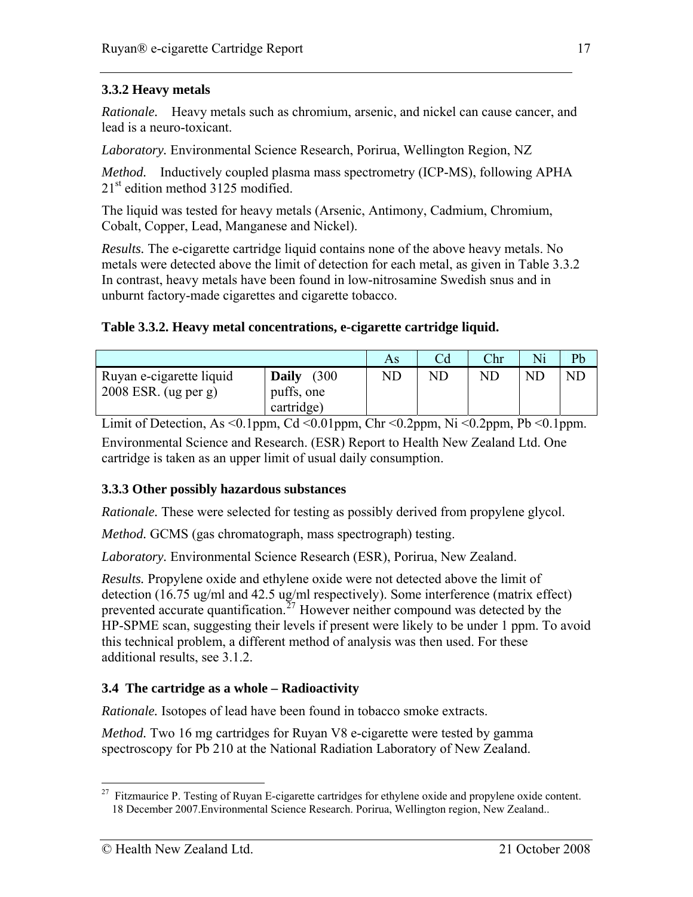### 3.3.2 Heavy metals

*Rationale.* Heavy metals such as chromium, arsenic, and nickel can cause cancer, and lead is a neuro-toxicant.

*Laboratory.* Environmental Science Research, Porirua, Wellington Region, NZ

*Method.* Inductively coupled plasma mass spectrometry (ICP-MS), following APHA 21st edition method 3125 modified.

The liquid was tested for heavy metals (Arsenic, Antimony, Cadmium, Chromium, Cobalt, Copper, Lead, Manganese and Nickel).

*Results.* The e-cigarette cartridge liquid contains none of the above heavy metals. No metals were detected above the limit of detection for each metal, as given in Table 3.3.2 In contrast, heavy metals have been found in low-nitrosamine Swedish snus and in unburnt factory-made cigarettes and cigarette tobacco.

**Table 3.3.2. Heavy metal concentrations, e-cigarette cartridge liquid.**

| | | As | Cd | Chr | Ni | Pb |
|---|---|---|---|---|---|---|
| Ruyan e-cigarette liquid 2008 ESR. (ug per g) | **Daily** (300 puffs, one cartridge) | ND | ND | ND | ND | ND |

Limit of Detection, As <0.1ppm, Cd <0.01ppm, Chr <0.2ppm, Ni <0.2ppm, Pb <0.1ppm.

Environmental Science and Research. (ESR) Report to Health New Zealand Ltd. One cartridge is taken as an upper limit of usual daily consumption.

### 3.3.3 Other possibly hazardous substances

*Rationale.* These were selected for testing as possibly derived from propylene glycol.

*Method.* GCMS (gas chromatograph, mass spectrograph) testing.

*Laboratory.* Environmental Science Research (ESR), Porirua, New Zealand.

*Results.* Propylene oxide and ethylene oxide were not detected above the limit of detection (16.75 ug/ml and 42.5 ug/ml respectively). Some interference (matrix effect) prevented accurate quantification.[27] However neither compound was detected by the HP-SPME scan, suggesting their levels if present were likely to be under 1 ppm. To avoid this technical problem, a different method of analysis was then used. For these additional results, see 3.1.2.

### 3.4 The cartridge as a whole – Radioactivity

*Rationale.* Isotopes of lead have been found in tobacco smoke extracts.

*Method.* Two 16 mg cartridges for Ruyan V8 e-cigarette were tested by gamma spectroscopy for Pb 210 at the National Radiation Laboratory of New Zealand.

---

[27] Fitzmaurice P. Testing of Ruyan E-cigarette cartridges for ethylene oxide and propylene oxide content. 18 December 2007.Environmental Science Research. Porirua, Wellington region, New Zealand..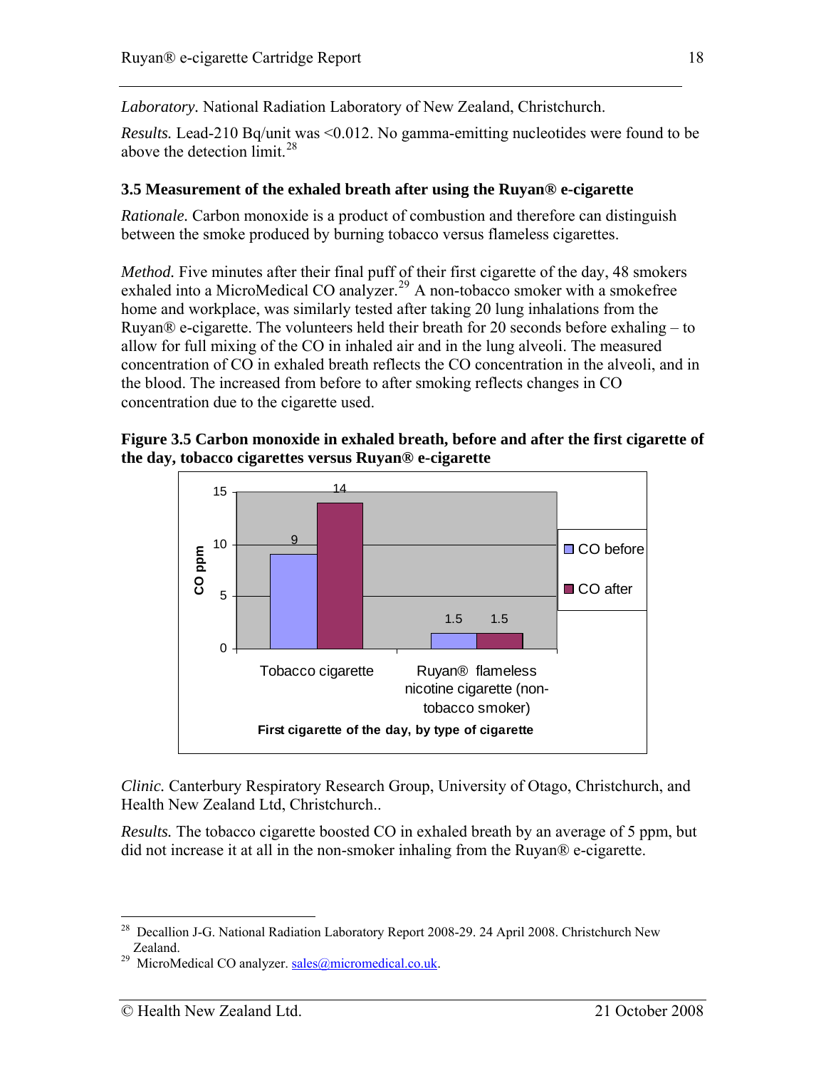*Laboratory.* National Radiation Laboratory of New Zealand, Christchurch.

*Results.* Lead-210 Bq/unit was <0.012. No gamma-emitting nucleotides were found to be above the detection limit.[28]

### 3.5 Measurement of the exhaled breath after using the Ruyan® e-cigarette

*Rationale.* Carbon monoxide is a product of combustion and therefore can distinguish between the smoke produced by burning tobacco versus flameless cigarettes.

*Method.* Five minutes after their final puff of their first cigarette of the day, 48 smokers exhaled into a MicroMedical CO analyzer.[29] A non-tobacco smoker with a smokefree home and workplace, was similarly tested after taking 20 lung inhalations from the Ruyan® e-cigarette. The volunteers held their breath for 20 seconds before exhaling – to allow for full mixing of the CO in inhaled air and in the lung alveoli. The measured concentration of CO in exhaled breath reflects the CO concentration in the alveoli, and in the blood. The increased from before to after smoking reflects changes in CO concentration due to the cigarette used.

**Figure 3.5 Carbon monoxide in exhaled breath, before and after the first cigarette of the day, tobacco cigarettes versus Ruyan® e-cigarette**

| First cigarette of the day, by type of cigarette | CO before (ppm) | CO after (ppm) |
| --- | --- | --- |
| Tobacco cigarette | 9 | 14 |
| Ruyan® flameless nicotine cigarette (non-tobacco smoker) | 1.5 | 1.5 |

*Clinic.* Canterbury Respiratory Research Group, University of Otago, Christchurch, and Health New Zealand Ltd, Christchurch..

*Results.* The tobacco cigarette boosted CO in exhaled breath by an average of 5 ppm, but did not increase it at all in the non-smoker inhaling from the Ruyan® e-cigarette.

---

[28] Decallion J-G. National Radiation Laboratory Report 2008-29. 24 April 2008. Christchurch New Zealand.

[29] MicroMedical CO analyzer. sales@micromedical.co.uk.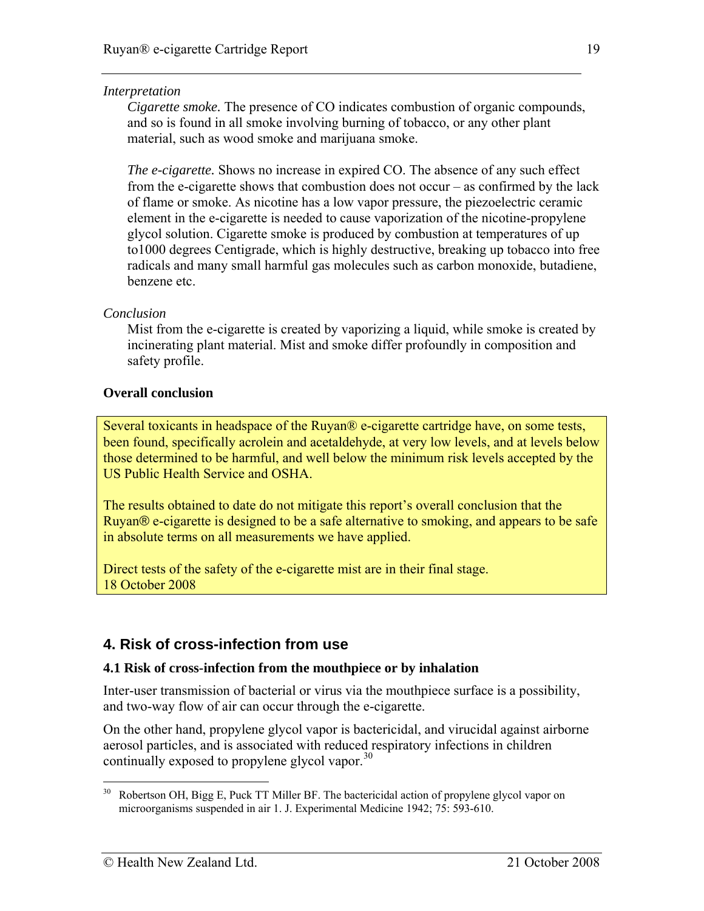*Interpretation*

*Cigarette smoke.* The presence of CO indicates combustion of organic compounds, and so is found in all smoke involving burning of tobacco, or any other plant material, such as wood smoke and marijuana smoke.

*The e-cigarette.* Shows no increase in expired CO. The absence of any such effect from the e-cigarette shows that combustion does not occur – as confirmed by the lack of flame or smoke. As nicotine has a low vapor pressure, the piezoelectric ceramic element in the e-cigarette is needed to cause vaporization of the nicotine-propylene glycol solution. Cigarette smoke is produced by combustion at temperatures of up to1000 degrees Centigrade, which is highly destructive, breaking up tobacco into free radicals and many small harmful gas molecules such as carbon monoxide, butadiene, benzene etc.

*Conclusion*

Mist from the e-cigarette is created by vaporizing a liquid, while smoke is created by incinerating plant material. Mist and smoke differ profoundly in composition and safety profile.

**Overall conclusion**

Several toxicants in headspace of the Ruyan® e-cigarette cartridge have, on some tests, been found, specifically acrolein and acetaldehyde, at very low levels, and at levels below those determined to be harmful, and well below the minimum risk levels accepted by the US Public Health Service and OSHA.

The results obtained to date do not mitigate this report's overall conclusion that the Ruyan® e-cigarette is designed to be a safe alternative to smoking, and appears to be safe in absolute terms on all measurements we have applied.

Direct tests of the safety of the e-cigarette mist are in their final stage.
18 October 2008

## 4. Risk of cross-infection from use

### 4.1 Risk of cross-infection from the mouthpiece or by inhalation

Inter-user transmission of bacterial or virus via the mouthpiece surface is a possibility, and two-way flow of air can occur through the e-cigarette.

On the other hand, propylene glycol vapor is bactericidal, and virucidal against airborne aerosol particles, and is associated with reduced respiratory infections in children continually exposed to propylene glycol vapor.[30]

[30] Robertson OH, Bigg E, Puck TT Miller BF. The bactericidal action of propylene glycol vapor on microorganisms suspended in air 1. J. Experimental Medicine 1942; 75: 593-610.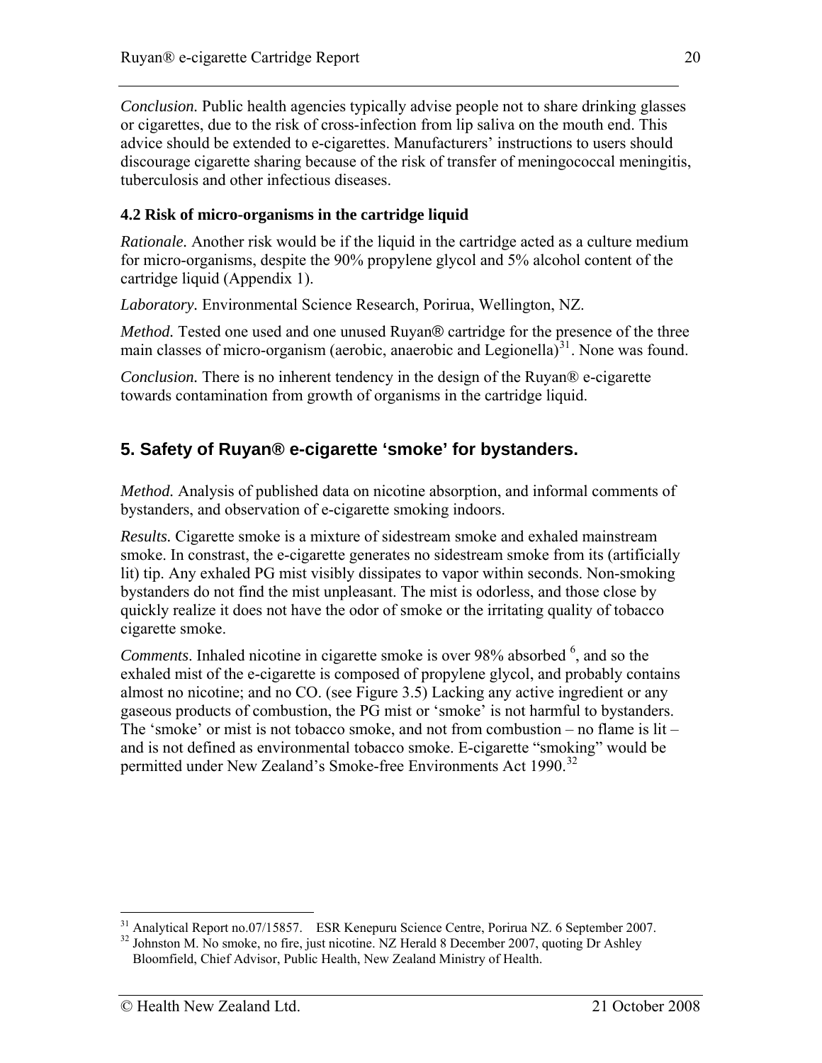*Conclusion.* Public health agencies typically advise people not to share drinking glasses or cigarettes, due to the risk of cross-infection from lip saliva on the mouth end. This advice should be extended to e-cigarettes. Manufacturers' instructions to users should discourage cigarette sharing because of the risk of transfer of meningococcal meningitis, tuberculosis and other infectious diseases.

### 4.2 Risk of micro-organisms in the cartridge liquid

*Rationale.* Another risk would be if the liquid in the cartridge acted as a culture medium for micro-organisms, despite the 90% propylene glycol and 5% alcohol content of the cartridge liquid (Appendix 1).

*Laboratory.* Environmental Science Research, Porirua, Wellington, NZ.

*Method.* Tested one used and one unused Ruyan® cartridge for the presence of the three main classes of micro-organism (aerobic, anaerobic and Legionella)[31]. None was found.

*Conclusion.* There is no inherent tendency in the design of the Ruyan® e-cigarette towards contamination from growth of organisms in the cartridge liquid.

## 5. Safety of Ruyan® e-cigarette 'smoke' for bystanders.

*Method.* Analysis of published data on nicotine absorption, and informal comments of bystanders, and observation of e-cigarette smoking indoors.

*Results.* Cigarette smoke is a mixture of sidestream smoke and exhaled mainstream smoke. In constrast, the e-cigarette generates no sidestream smoke from its (artificially lit) tip. Any exhaled PG mist visibly dissipates to vapor within seconds. Non-smoking bystanders do not find the mist unpleasant. The mist is odorless, and those close by quickly realize it does not have the odor of smoke or the irritating quality of tobacco cigarette smoke.

*Comments*. Inhaled nicotine in cigarette smoke is over 98% absorbed [6], and so the exhaled mist of the e-cigarette is composed of propylene glycol, and probably contains almost no nicotine; and no CO. (see Figure 3.5) Lacking any active ingredient or any gaseous products of combustion, the PG mist or 'smoke' is not harmful to bystanders. The 'smoke' or mist is not tobacco smoke, and not from combustion – no flame is lit – and is not defined as environmental tobacco smoke. E-cigarette "smoking" would be permitted under New Zealand's Smoke-free Environments Act 1990.[32]

---

[31] Analytical Report no.07/15857. ESR Kenepuru Science Centre, Porirua NZ. 6 September 2007.

[32] Johnston M. No smoke, no fire, just nicotine. NZ Herald 8 December 2007, quoting Dr Ashley Bloomfield, Chief Advisor, Public Health, New Zealand Ministry of Health.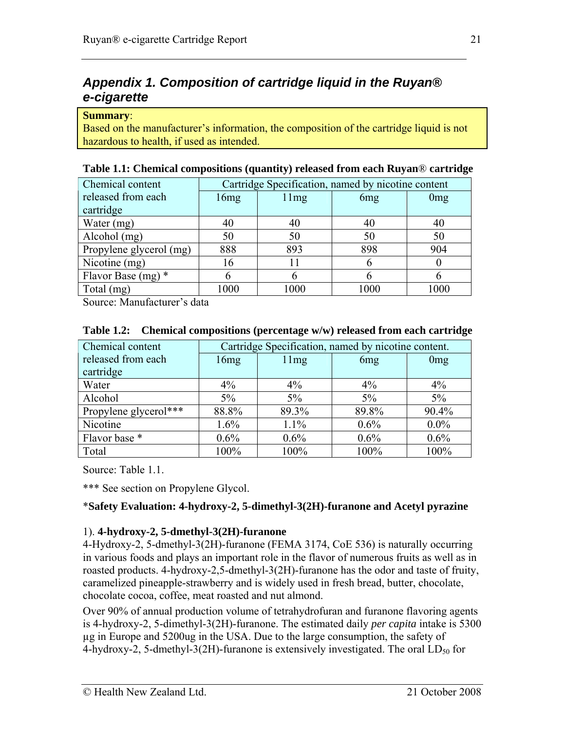## *Appendix 1. Composition of cartridge liquid in the Ruyan® e-cigarette*

**Summary**:
Based on the manufacturer's information, the composition of the cartridge liquid is not hazardous to health, if used as intended.

**Table 1.1: Chemical compositions (quantity) released from each Ruyan® cartridge**

| Chemical content released from each cartridge | Cartridge Specification, named by nicotine content | | | |
|---|---|---|---|---|
| | 16mg | 11mg | 6mg | 0mg |
| Water (mg) | 40 | 40 | 40 | 40 |
| Alcohol (mg) | 50 | 50 | 50 | 50 |
| Propylene glycerol (mg) | 888 | 893 | 898 | 904 |
| Nicotine (mg) | 16 | 11 | 6 | 0 |
| Flavor Base (mg) * | 6 | 6 | 6 | 6 |
| Total (mg) | 1000 | 1000 | 1000 | 1000 |

Source: Manufacturer's data

**Table 1.2: Chemical compositions (percentage w/w) released from each cartridge**

| Chemical content released from each cartridge | Cartridge Specification, named by nicotine content. | | | |
|---|---|---|---|---|
| | 16mg | 11mg | 6mg | 0mg |
| Water | 4% | 4% | 4% | 4% |
| Alcohol | 5% | 5% | 5% | 5% |
| Propylene glycerol*** | 88.8% | 89.3% | 89.8% | 90.4% |
| Nicotine | 1.6% | 1.1% | 0.6% | 0.0% |
| Flavor base * | 0.6% | 0.6% | 0.6% | 0.6% |
| Total | 100% | 100% | 100% | 100% |

Source: Table 1.1.

*** See section on Propylene Glycol.

***Safety Evaluation: 4-hydroxy-2, 5-dimethyl-3(2H)-furanone and Acetyl pyrazine**

1). **4-hydroxy-2, 5-dmethyl-3(2H)-furanone**
4-Hydroxy-2, 5-dmethyl-3(2H)-furanone (FEMA 3174, CoE 536) is naturally occurring in various foods and plays an important role in the flavor of numerous fruits as well as in roasted products. 4-hydroxy-2,5-dmethyl-3(2H)-furanone has the odor and taste of fruity, caramelized pineapple-strawberry and is widely used in fresh bread, butter, chocolate, chocolate cocoa, coffee, meat roasted and nut almond.

Over 90% of annual production volume of tetrahydrofuran and furanone flavoring agents is 4-hydroxy-2, 5-dimethyl-3(2H)-furanone. The estimated daily *per capita* intake is 5300 µg in Europe and 5200ug in the USA. Due to the large consumption, the safety of 4-hydroxy-2, 5-dmethyl-3(2H)-furanone is extensively investigated. The oral $LD_{50}$ for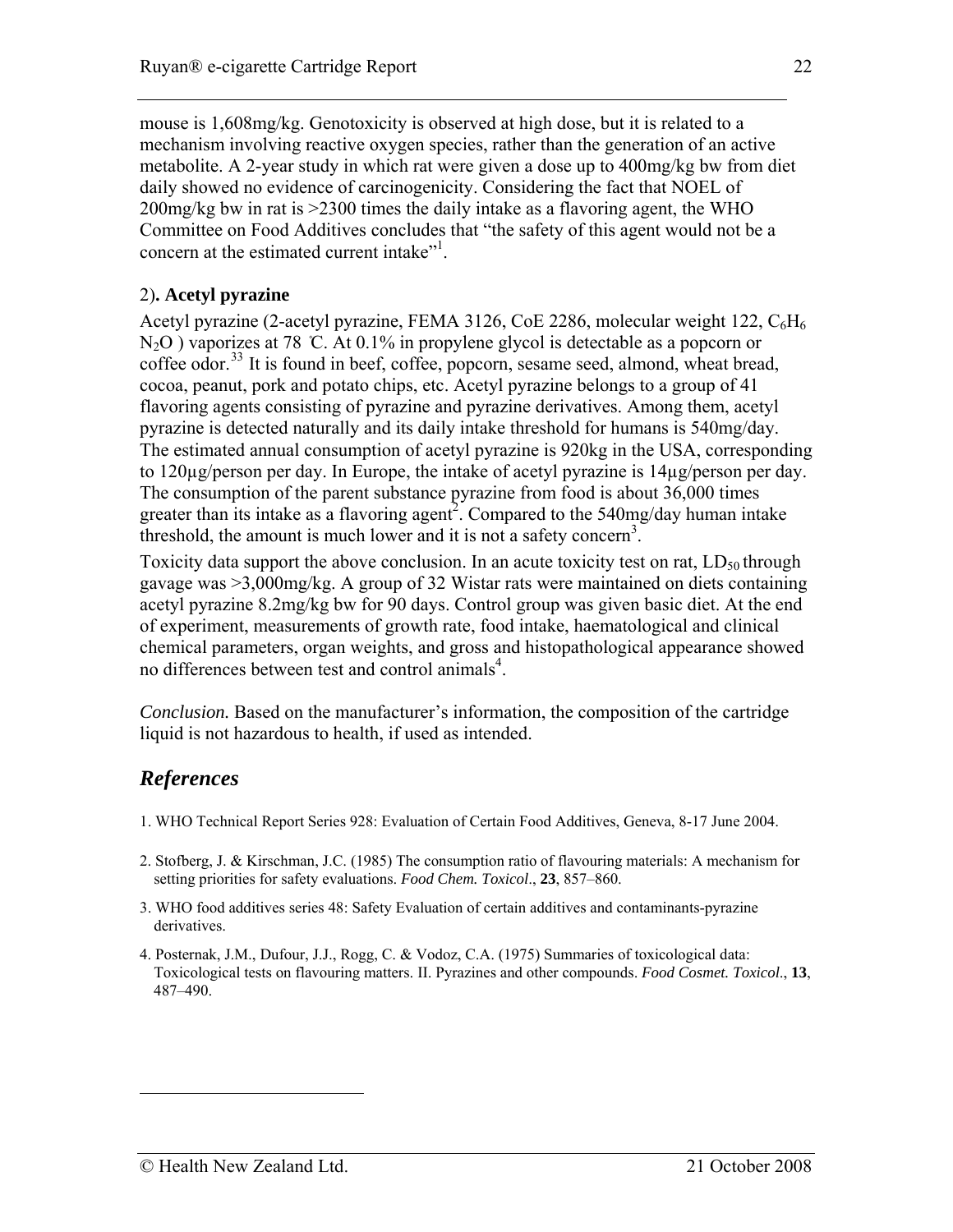mouse is 1,608mg/kg. Genotoxicity is observed at high dose, but it is related to a mechanism involving reactive oxygen species, rather than the generation of an active metabolite. A 2-year study in which rat were given a dose up to 400mg/kg bw from diet daily showed no evidence of carcinogenicity. Considering the fact that NOEL of 200mg/kg bw in rat is >2300 times the daily intake as a flavoring agent, the WHO Committee on Food Additives concludes that "the safety of this agent would not be a concern at the estimated current intake"[1].

### 2**). Acetyl pyrazine**

Acetyl pyrazine (2-acetyl pyrazine, FEMA 3126, CoE 2286, molecular weight 122, $C_6H_6N_2O$ ) vaporizes at 78 ℃. At 0.1% in propylene glycol is detectable as a popcorn or coffee odor.[33] It is found in beef, coffee, popcorn, sesame seed, almond, wheat bread, cocoa, peanut, pork and potato chips, etc. Acetyl pyrazine belongs to a group of 41 flavoring agents consisting of pyrazine and pyrazine derivatives. Among them, acetyl pyrazine is detected naturally and its daily intake threshold for humans is 540mg/day. The estimated annual consumption of acetyl pyrazine is 920kg in the USA, corresponding to 120µg/person per day. In Europe, the intake of acetyl pyrazine is 14µg/person per day. The consumption of the parent substance pyrazine from food is about 36,000 times greater than its intake as a flavoring agent[2]. Compared to the 540mg/day human intake threshold, the amount is much lower and it is not a safety concern[3].

Toxicity data support the above conclusion. In an acute toxicity test on rat, $LD_{50}$ through gavage was >3,000mg/kg. A group of 32 Wistar rats were maintained on diets containing acetyl pyrazine 8.2mg/kg bw for 90 days. Control group was given basic diet. At the end of experiment, measurements of growth rate, food intake, haematological and clinical chemical parameters, organ weights, and gross and histopathological appearance showed no differences between test and control animals[4].

*Conclusion.* Based on the manufacturer's information, the composition of the cartridge liquid is not hazardous to health, if used as intended.

## *References*

1. WHO Technical Report Series 928: Evaluation of Certain Food Additives, Geneva, 8-17 June 2004.
2. Stofberg, J. & Kirschman, J.C. (1985) The consumption ratio of flavouring materials: A mechanism for setting priorities for safety evaluations. *Food Chem. Toxicol*., **23**, 857–860.
3. WHO food additives series 48: Safety Evaluation of certain additives and contaminants-pyrazine derivatives.
4. Posternak, J.M., Dufour, J.J., Rogg, C. & Vodoz, C.A. (1975) Summaries of toxicological data: Toxicological tests on flavouring matters. II. Pyrazines and other compounds. *Food Cosmet. Toxicol*., **13**, 487–490.